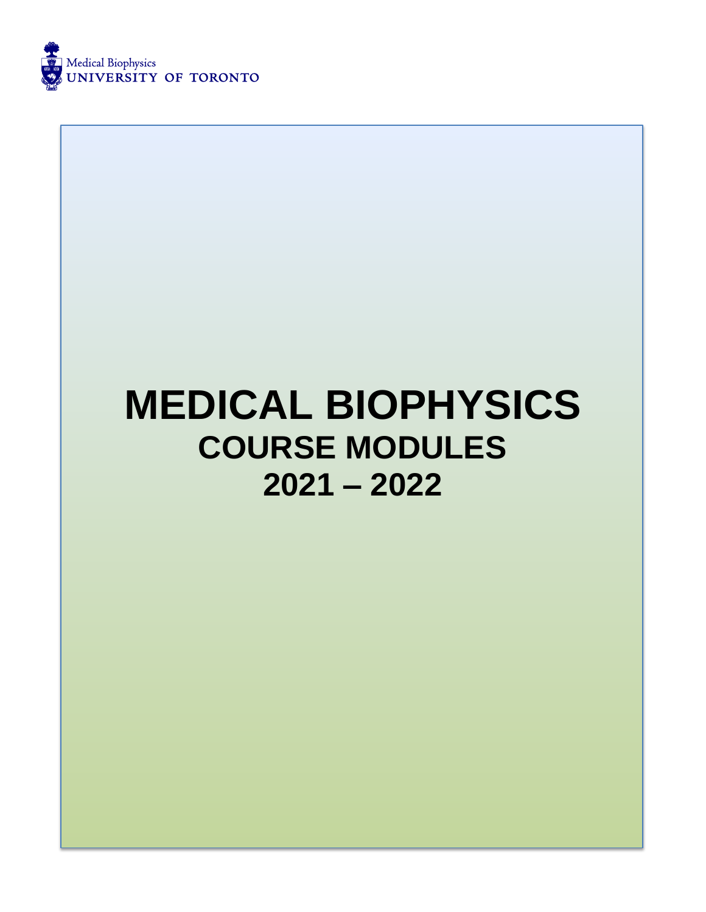Medical Biophysics
UNIVERSITY OF TORONTO

# MEDICAL BIOPHYSICS

## COURSE MODULES

## 2021 – 2022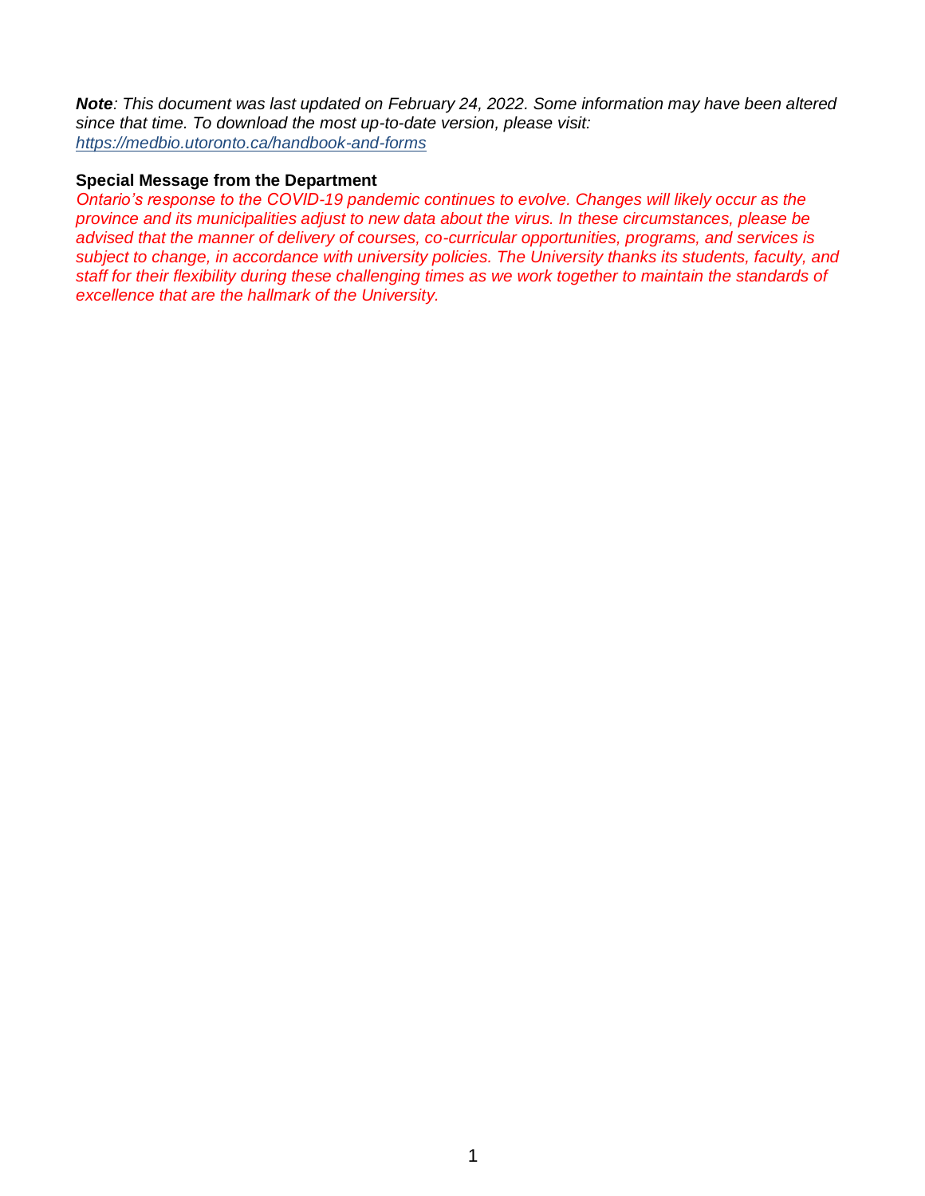***Note**: This document was last updated on February 24, 2022. Some information may have been altered since that time. To download the most up-to-date version, please visit:* *[https://medbio.utoronto.ca/handbook-and-forms](https://medbio.utoronto.ca/handbook-and-forms)*

**Special Message from the Department**

*Ontario's response to the COVID-19 pandemic continues to evolve. Changes will likely occur as the province and its municipalities adjust to new data about the virus. In these circumstances, please be advised that the manner of delivery of courses, co-curricular opportunities, programs, and services is subject to change, in accordance with university policies. The University thanks its students, faculty, and staff for their flexibility during these challenging times as we work together to maintain the standards of excellence that are the hallmark of the University.*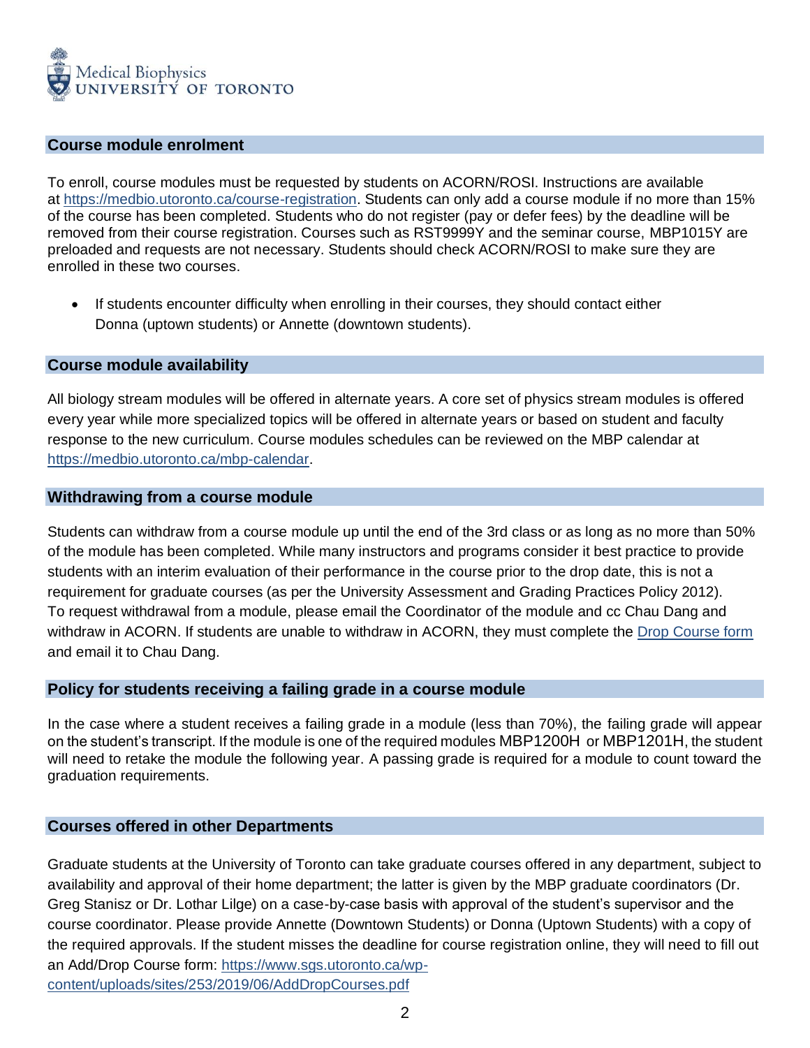## Course module enrolment

To enroll, course modules must be requested by students on ACORN/ROSI. Instructions are available at https://medbio.utoronto.ca/course-registration. Students can only add a course module if no more than 15% of the course has been completed. Students who do not register (pay or defer fees) by the deadline will be removed from their course registration. Courses such as RST9999Y and the seminar course, MBP1015Y are preloaded and requests are not necessary. Students should check ACORN/ROSI to make sure they are enrolled in these two courses.

- If students encounter difficulty when enrolling in their courses, they should contact either Donna (uptown students) or Annette (downtown students).

## Course module availability

All biology stream modules will be offered in alternate years. A core set of physics stream modules is offered every year while more specialized topics will be offered in alternate years or based on student and faculty response to the new curriculum. Course modules schedules can be reviewed on the MBP calendar at https://medbio.utoronto.ca/mbp-calendar.

## Withdrawing from a course module

Students can withdraw from a course module up until the end of the 3rd class or as long as no more than 50% of the module has been completed. While many instructors and programs consider it best practice to provide students with an interim evaluation of their performance in the course prior to the drop date, this is not a requirement for graduate courses (as per the University Assessment and Grading Practices Policy 2012). To request withdrawal from a module, please email the Coordinator of the module and cc Chau Dang and withdraw in ACORN. If students are unable to withdraw in ACORN, they must complete the Drop Course form and email it to Chau Dang.

## Policy for students receiving a failing grade in a course module

In the case where a student receives a failing grade in a module (less than 70%), the failing grade will appear on the student's transcript. If the module is one of the required modules MBP1200H or MBP1201H, the student will need to retake the module the following year. A passing grade is required for a module to count toward the graduation requirements.

## Courses offered in other Departments

Graduate students at the University of Toronto can take graduate courses offered in any department, subject to availability and approval of their home department; the latter is given by the MBP graduate coordinators (Dr. Greg Stanisz or Dr. Lothar Lilge) on a case-by-case basis with approval of the student's supervisor and the course coordinator. Please provide Annette (Downtown Students) or Donna (Uptown Students) with a copy of the required approvals. If the student misses the deadline for course registration online, they will need to fill out an Add/Drop Course form: https://www.sgs.utoronto.ca/wp-content/uploads/sites/253/2019/06/AddDropCourses.pdf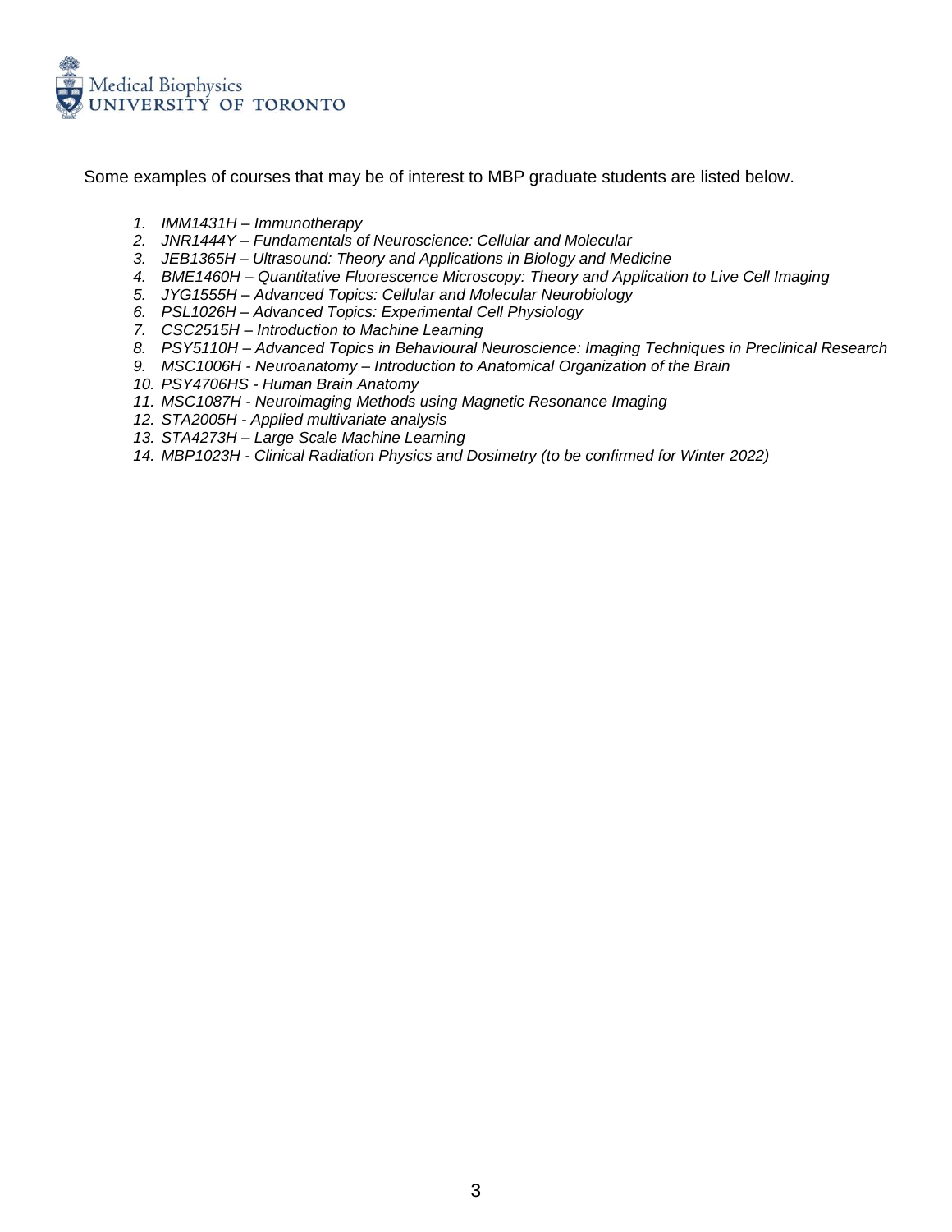Some examples of courses that may be of interest to MBP graduate students are listed below.

1. *IMM1431H – Immunotherapy*
2. *JNR1444Y – Fundamentals of Neuroscience: Cellular and Molecular*
3. *JEB1365H – Ultrasound: Theory and Applications in Biology and Medicine*
4. *BME1460H – Quantitative Fluorescence Microscopy: Theory and Application to Live Cell Imaging*
5. *JYG1555H – Advanced Topics: Cellular and Molecular Neurobiology*
6. *PSL1026H – Advanced Topics: Experimental Cell Physiology*
7. *CSC2515H – Introduction to Machine Learning*
8. *PSY5110H – Advanced Topics in Behavioural Neuroscience: Imaging Techniques in Preclinical Research*
9. *MSC1006H - Neuroanatomy – Introduction to Anatomical Organization of the Brain*
10. *PSY4706HS - Human Brain Anatomy*
11. *MSC1087H - Neuroimaging Methods using Magnetic Resonance Imaging*
12. *STA2005H - Applied multivariate analysis*
13. *STA4273H – Large Scale Machine Learning*
14. *MBP1023H - Clinical Radiation Physics and Dosimetry (to be confirmed for Winter 2022)*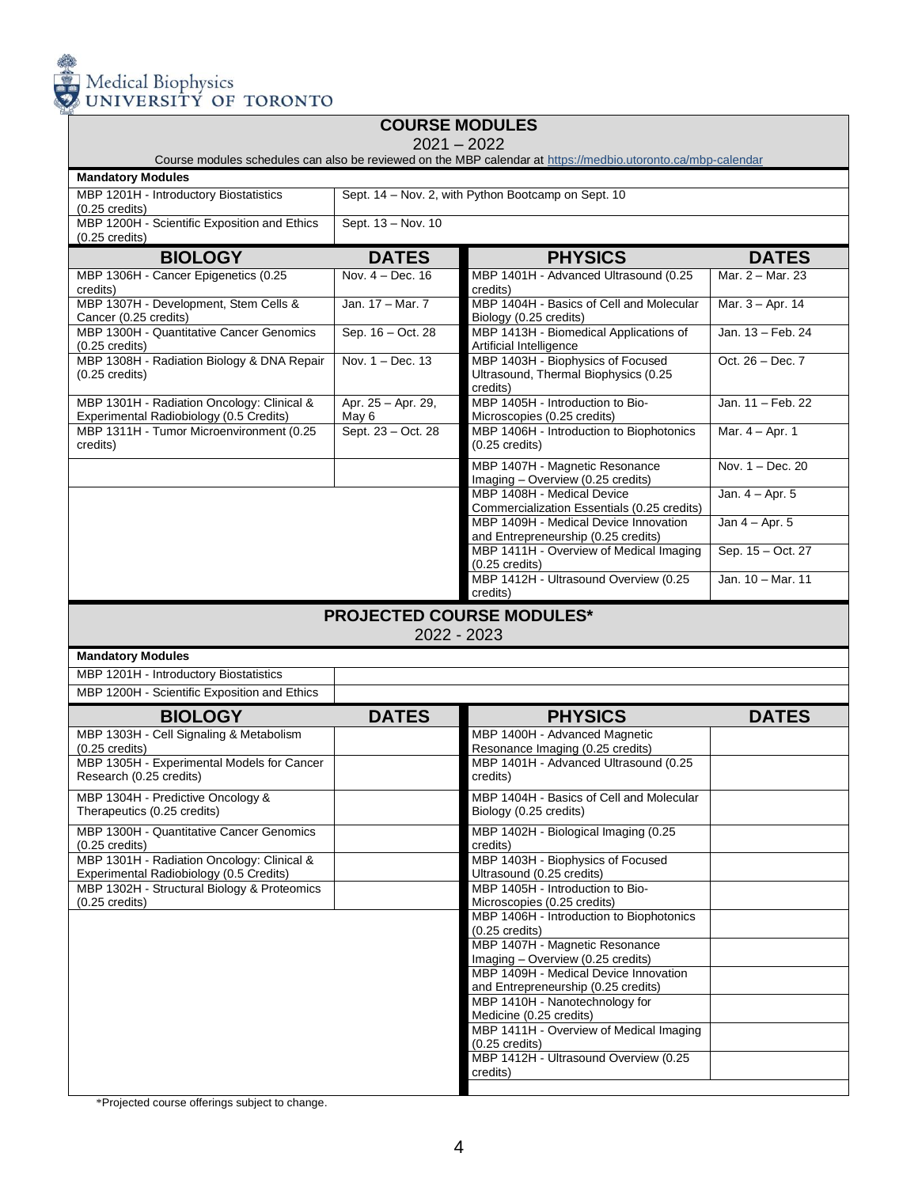Medical Biophysics
UNIVERSITY OF TORONTO

## COURSE MODULES

2021 – 2022

Course modules schedules can also be reviewed on the MBP calendar at https://medbio.utoronto.ca/mbp-calendar

**Mandatory Modules**

| Module | Dates |
|---|---|
| MBP 1201H - Introductory Biostatistics (0.25 credits) | Sept. 14 – Nov. 2, with Python Bootcamp on Sept. 10 |
| MBP 1200H - Scientific Exposition and Ethics (0.25 credits) | Sept. 13 – Nov. 10 |

| BIOLOGY | DATES | PHYSICS | DATES |
|---|---|---|---|
| MBP 1306H - Cancer Epigenetics (0.25 credits) | Nov. 4 – Dec. 16 | MBP 1401H - Advanced Ultrasound (0.25 credits) | Mar. 2 – Mar. 23 |
| MBP 1307H - Development, Stem Cells & Cancer (0.25 credits) | Jan. 17 – Mar. 7 | MBP 1404H - Basics of Cell and Molecular Biology (0.25 credits) | Mar. 3 – Apr. 14 |
| MBP 1300H - Quantitative Cancer Genomics (0.25 credits) | Sep. 16 – Oct. 28 | MBP 1413H - Biomedical Applications of Artificial Intelligence | Jan. 13 – Feb. 24 |
| MBP 1308H - Radiation Biology & DNA Repair (0.25 credits) | Nov. 1 – Dec. 13 | MBP 1403H - Biophysics of Focused Ultrasound, Thermal Biophysics (0.25 credits) | Oct. 26 – Dec. 7 |
| MBP 1301H - Radiation Oncology: Clinical & Experimental Radiobiology (0.5 Credits) | Apr. 25 – Apr. 29, May 6 | MBP 1405H - Introduction to Bio-Microscopies (0.25 credits) | Jan. 11 – Feb. 22 |
| MBP 1311H - Tumor Microenvironment (0.25 credits) | Sept. 23 – Oct. 28 | MBP 1406H - Introduction to Biophotonics (0.25 credits) | Mar. 4 – Apr. 1 |
| | | MBP 1407H - Magnetic Resonance Imaging – Overview (0.25 credits) | Nov. 1 – Dec. 20 |
| | | MBP 1408H - Medical Device Commercialization Essentials (0.25 credits) | Jan. 4 – Apr. 5 |
| | | MBP 1409H - Medical Device Innovation and Entrepreneurship (0.25 credits) | Jan 4 – Apr. 5 |
| | | MBP 1411H - Overview of Medical Imaging (0.25 credits) | Sep. 15 – Oct. 27 |
| | | MBP 1412H - Ultrasound Overview (0.25 credits) | Jan. 10 – Mar. 11 |

## PROJECTED COURSE MODULES*

2022 - 2023

**Mandatory Modules**

| Module | Dates |
|---|---|
| MBP 1201H - Introductory Biostatistics | |
| MBP 1200H - Scientific Exposition and Ethics | |

| BIOLOGY | DATES | PHYSICS | DATES |
|---|---|---|---|
| MBP 1303H - Cell Signaling & Metabolism (0.25 credits) | | MBP 1400H - Advanced Magnetic Resonance Imaging (0.25 credits) | |
| MBP 1305H - Experimental Models for Cancer Research (0.25 credits) | | MBP 1401H - Advanced Ultrasound (0.25 credits) | |
| MBP 1304H - Predictive Oncology & Therapeutics (0.25 credits) | | MBP 1404H - Basics of Cell and Molecular Biology (0.25 credits) | |
| MBP 1300H - Quantitative Cancer Genomics (0.25 credits) | | MBP 1402H - Biological Imaging (0.25 credits) | |
| MBP 1301H - Radiation Oncology: Clinical & Experimental Radiobiology (0.5 Credits) | | MBP 1403H - Biophysics of Focused Ultrasound (0.25 credits) | |
| MBP 1302H - Structural Biology & Proteomics (0.25 credits) | | MBP 1405H - Introduction to Bio-Microscopies (0.25 credits) | |
| | | MBP 1406H - Introduction to Biophotonics (0.25 credits) | |
| | | MBP 1407H - Magnetic Resonance Imaging – Overview (0.25 credits) | |
| | | MBP 1409H - Medical Device Innovation and Entrepreneurship (0.25 credits) | |
| | | MBP 1410H - Nanotechnology for Medicine (0.25 credits) | |
| | | MBP 1411H - Overview of Medical Imaging (0.25 credits) | |
| | | MBP 1412H - Ultrasound Overview (0.25 credits) | |

*Projected course offerings subject to change.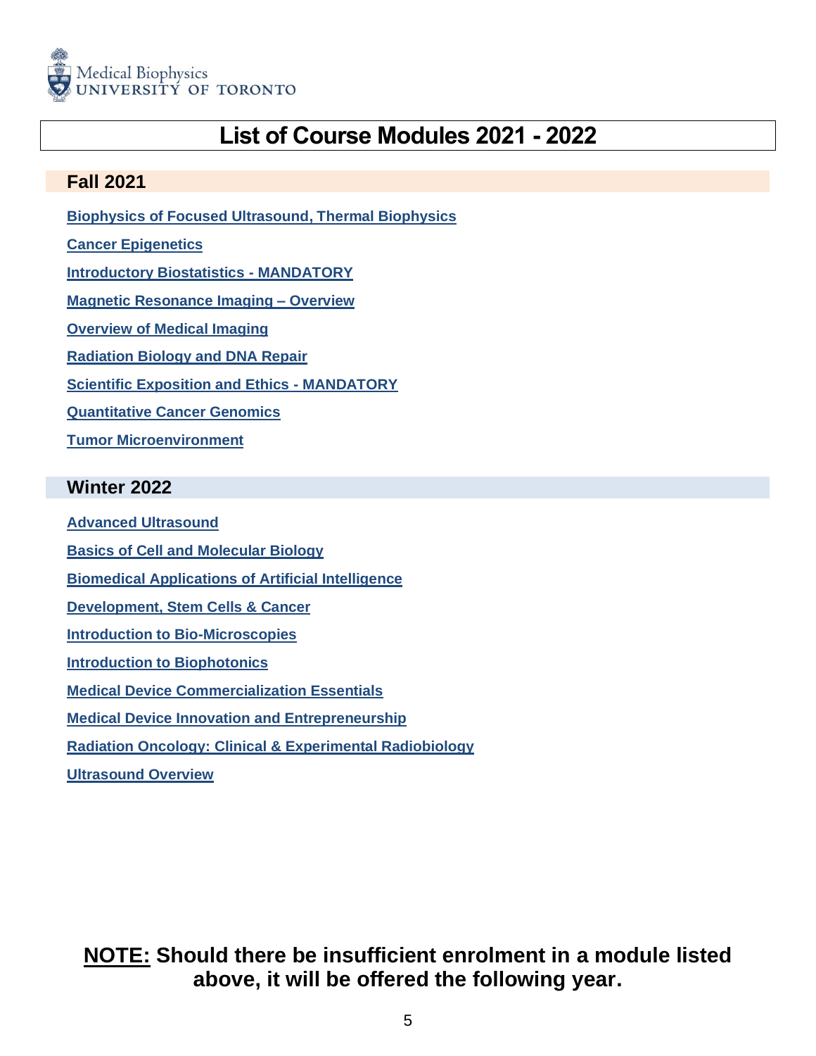Medical Biophysics
UNIVERSITY OF TORONTO

# List of Course Modules 2021 - 2022

## Fall 2021

**Biophysics of Focused Ultrasound, Thermal Biophysics**

**Cancer Epigenetics**

**Introductory Biostatistics - MANDATORY**

**Magnetic Resonance Imaging – Overview**

**Overview of Medical Imaging**

**Radiation Biology and DNA Repair**

**Scientific Exposition and Ethics - MANDATORY**

**Quantitative Cancer Genomics**

**Tumor Microenvironment**

## Winter 2022

**Advanced Ultrasound**

**Basics of Cell and Molecular Biology**

**Biomedical Applications of Artificial Intelligence**

**Development, Stem Cells & Cancer**

**Introduction to Bio-Microscopies**

**Introduction to Biophotonics**

**Medical Device Commercialization Essentials**

**Medical Device Innovation and Entrepreneurship**

**Radiation Oncology: Clinical & Experimental Radiobiology**

**Ultrasound Overview**

**NOTE: Should there be insufficient enrolment in a module listed above, it will be offered the following year.**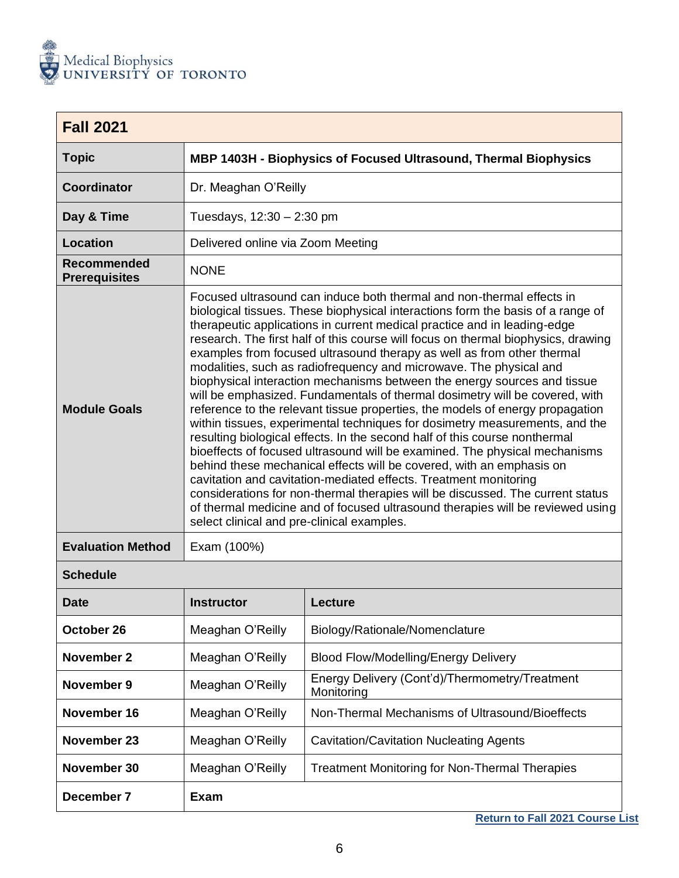Medical Biophysics
UNIVERSITY OF TORONTO

## Fall 2021

| | |
|---|---|
| **Topic** | **MBP 1403H - Biophysics of Focused Ultrasound, Thermal Biophysics** |
| **Coordinator** | Dr. Meaghan O'Reilly |
| **Day & Time** | Tuesdays, 12:30 – 2:30 pm |
| **Location** | Delivered online via Zoom Meeting |
| **Recommended Prerequisites** | NONE |
| **Module Goals** | Focused ultrasound can induce both thermal and non-thermal effects in biological tissues. These biophysical interactions form the basis of a range of therapeutic applications in current medical practice and in leading-edge research. The first half of this course will focus on thermal biophysics, drawing examples from focused ultrasound therapy as well as from other thermal modalities, such as radiofrequency and microwave. The physical and biophysical interaction mechanisms between the energy sources and tissue will be emphasized. Fundamentals of thermal dosimetry will be covered, with reference to the relevant tissue properties, the models of energy propagation within tissues, experimental techniques for dosimetry measurements, and the resulting biological effects. In the second half of this course nonthermal bioeffects of focused ultrasound will be examined. The physical mechanisms behind these mechanical effects will be covered, with an emphasis on cavitation and cavitation-mediated effects. Treatment monitoring considerations for non-thermal therapies will be discussed. The current status of thermal medicine and of focused ultrasound therapies will be reviewed using select clinical and pre-clinical examples. |
| **Evaluation Method** | Exam (100%) |

### Schedule

| Date | Instructor | Lecture |
|---|---|---|
| **October 26** | Meaghan O'Reilly | Biology/Rationale/Nomenclature |
| **November 2** | Meaghan O'Reilly | Blood Flow/Modelling/Energy Delivery |
| **November 9** | Meaghan O'Reilly | Energy Delivery (Cont'd)/Thermometry/Treatment Monitoring |
| **November 16** | Meaghan O'Reilly | Non-Thermal Mechanisms of Ultrasound/Bioeffects |
| **November 23** | Meaghan O'Reilly | Cavitation/Cavitation Nucleating Agents |
| **November 30** | Meaghan O'Reilly | Treatment Monitoring for Non-Thermal Therapies |
| **December 7** | **Exam** | |

**Return to Fall 2021 Course List**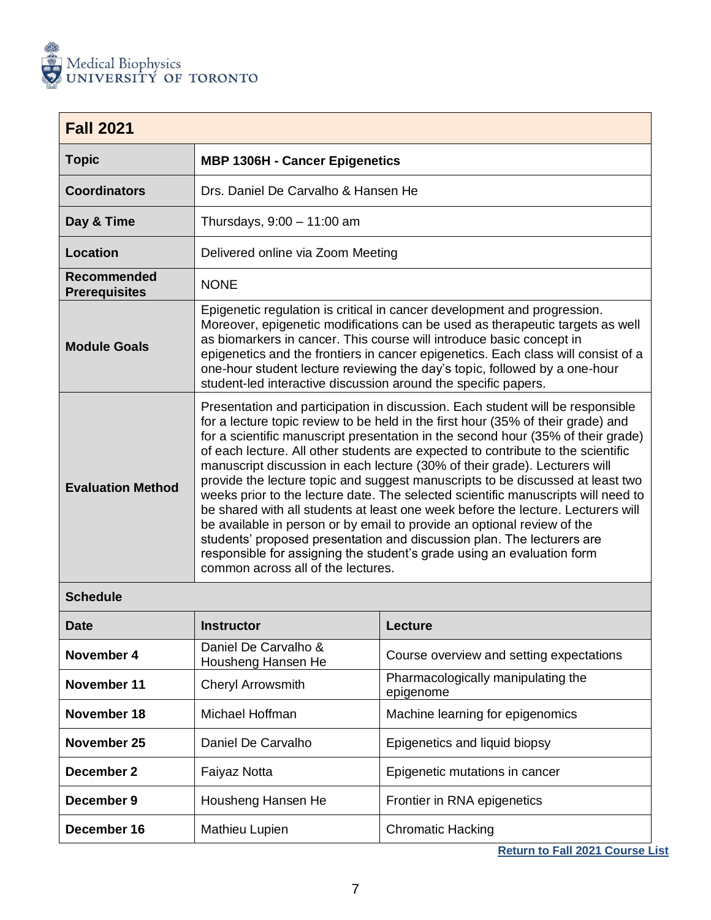Medical Biophysics
UNIVERSITY OF TORONTO

## Fall 2021

| | |
|---|---|
| **Topic** | **MBP 1306H - Cancer Epigenetics** |
| **Coordinators** | Drs. Daniel De Carvalho & Hansen He |
| **Day & Time** | Thursdays, 9:00 – 11:00 am |
| **Location** | Delivered online via Zoom Meeting |
| **Recommended Prerequisites** | NONE |
| **Module Goals** | Epigenetic regulation is critical in cancer development and progression. Moreover, epigenetic modifications can be used as therapeutic targets as well as biomarkers in cancer. This course will introduce basic concept in epigenetics and the frontiers in cancer epigenetics. Each class will consist of a one-hour student lecture reviewing the day's topic, followed by a one-hour student-led interactive discussion around the specific papers. |
| **Evaluation Method** | Presentation and participation in discussion. Each student will be responsible for a lecture topic review to be held in the first hour (35% of their grade) and for a scientific manuscript presentation in the second hour (35% of their grade) of each lecture. All other students are expected to contribute to the scientific manuscript discussion in each lecture (30% of their grade). Lecturers will provide the lecture topic and suggest manuscripts to be discussed at least two weeks prior to the lecture date. The selected scientific manuscripts will need to be shared with all students at least one week before the lecture. Lecturers will be available in person or by email to provide an optional review of the students' proposed presentation and discussion plan. The lecturers are responsible for assigning the student's grade using an evaluation form common across all of the lectures. |

### Schedule

| Date | Instructor | Lecture |
|---|---|---|
| **November 4** | Daniel De Carvalho & Housheng Hansen He | Course overview and setting expectations |
| **November 11** | Cheryl Arrowsmith | Pharmacologically manipulating the epigenome |
| **November 18** | Michael Hoffman | Machine learning for epigenomics |
| **November 25** | Daniel De Carvalho | Epigenetics and liquid biopsy |
| **December 2** | Faiyaz Notta | Epigenetic mutations in cancer |
| **December 9** | Housheng Hansen He | Frontier in RNA epigenetics |
| **December 16** | Mathieu Lupien | Chromatic Hacking |

**Return to Fall 2021 Course List**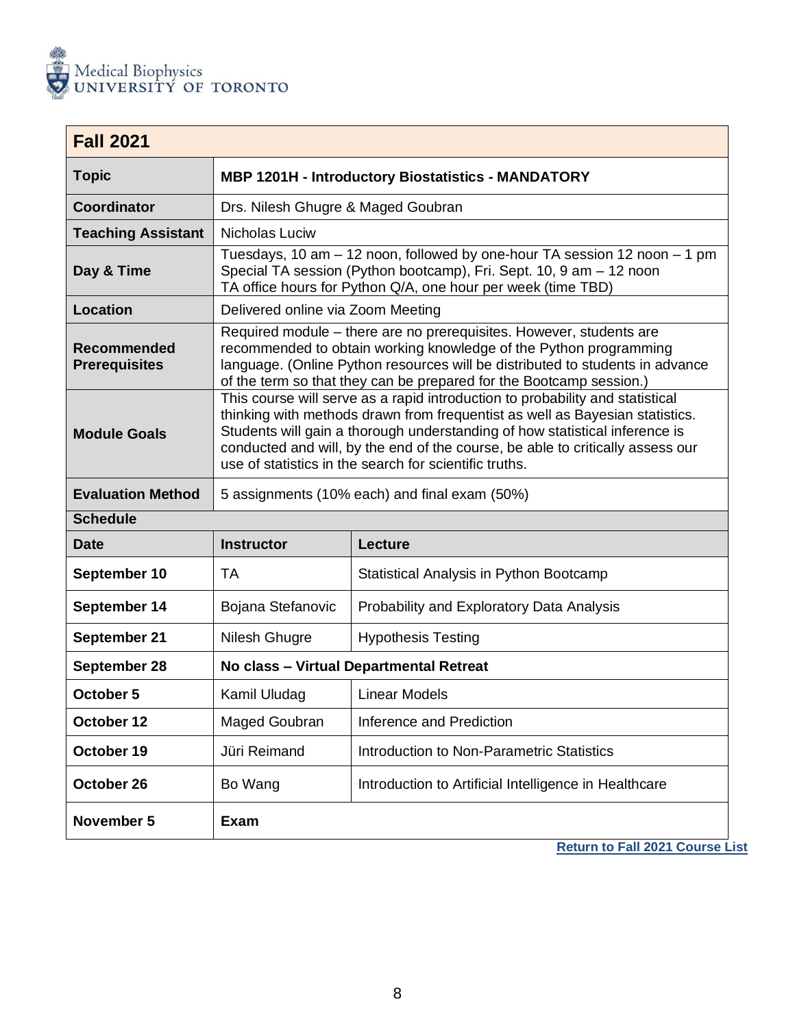Medical Biophysics
UNIVERSITY OF TORONTO

| **Fall 2021** | | |
|---|---|---|
| **Topic** | **MBP 1201H - Introductory Biostatistics - MANDATORY** | |
| **Coordinator** | Drs. Nilesh Ghugre & Maged Goubran | |
| **Teaching Assistant** | Nicholas Luciw | |
| **Day & Time** | Tuesdays, 10 am – 12 noon, followed by one-hour TA session 12 noon – 1 pm<br>Special TA session (Python bootcamp), Fri. Sept. 10, 9 am – 12 noon<br>TA office hours for Python Q/A, one hour per week (time TBD) | |
| **Location** | Delivered online via Zoom Meeting | |
| **Recommended Prerequisites** | Required module – there are no prerequisites. However, students are recommended to obtain working knowledge of the Python programming language. (Online Python resources will be distributed to students in advance of the term so that they can be prepared for the Bootcamp session.) | |
| **Module Goals** | This course will serve as a rapid introduction to probability and statistical thinking with methods drawn from frequentist as well as Bayesian statistics. Students will gain a thorough understanding of how statistical inference is conducted and will, by the end of the course, be able to critically assess our use of statistics in the search for scientific truths. | |
| **Evaluation Method** | 5 assignments (10% each) and final exam (50%) | |
| **Schedule** | | |
| **Date** | **Instructor** | **Lecture** |
| **September 10** | TA | Statistical Analysis in Python Bootcamp |
| **September 14** | Bojana Stefanovic | Probability and Exploratory Data Analysis |
| **September 21** | Nilesh Ghugre | Hypothesis Testing |
| **September 28** | **No class – Virtual Departmental Retreat** | |
| **October 5** | Kamil Uludag | Linear Models |
| **October 12** | Maged Goubran | Inference and Prediction |
| **October 19** | Jüri Reimand | Introduction to Non-Parametric Statistics |
| **October 26** | Bo Wang | Introduction to Artificial Intelligence in Healthcare |
| **November 5** | **Exam** | |

**Return to Fall 2021 Course List**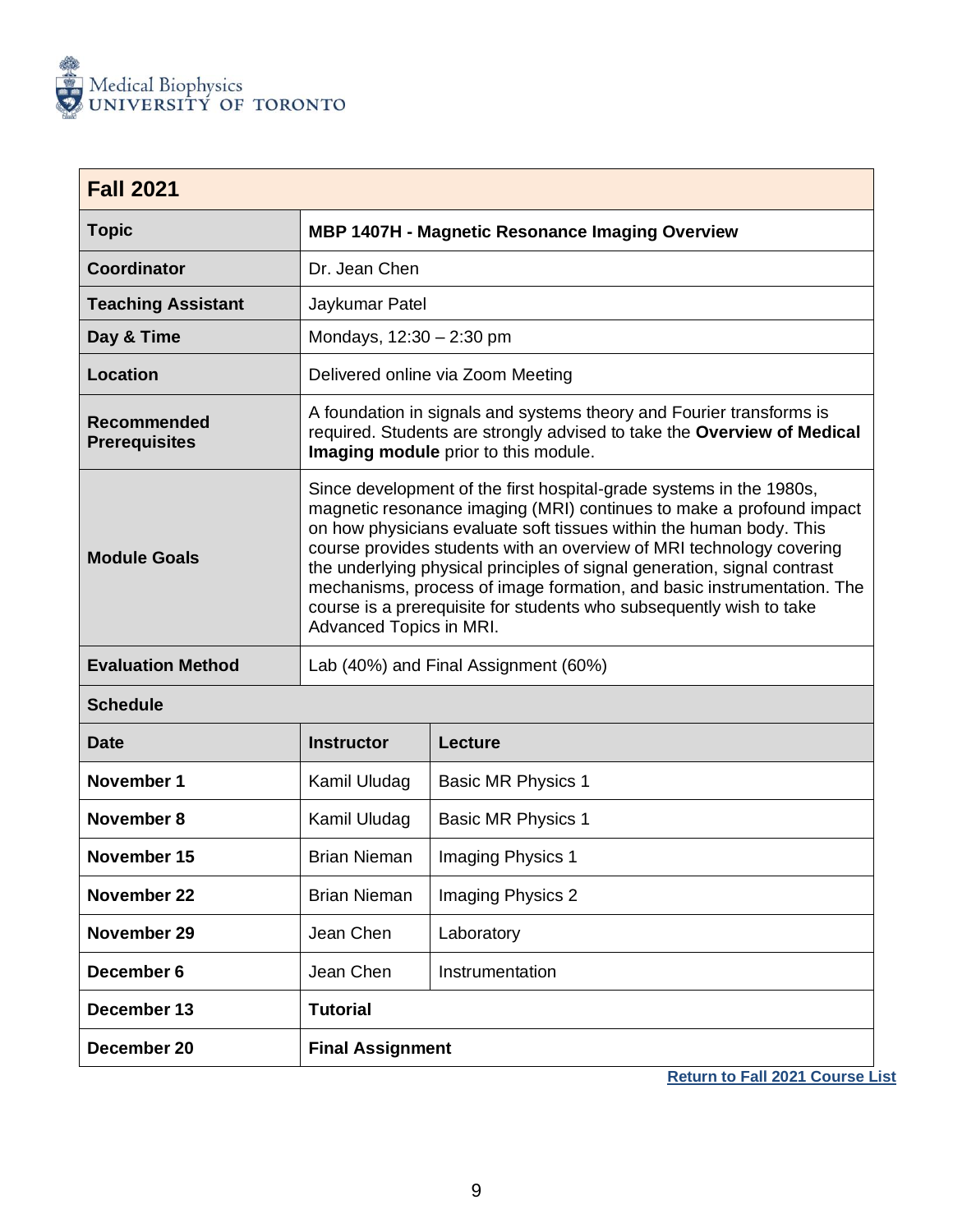Medical Biophysics
UNIVERSITY OF TORONTO

| **Fall 2021** | | |
|---|---|---|
| **Topic** | **MBP 1407H - Magnetic Resonance Imaging Overview** | |
| **Coordinator** | Dr. Jean Chen | |
| **Teaching Assistant** | Jaykumar Patel | |
| **Day & Time** | Mondays, 12:30 – 2:30 pm | |
| **Location** | Delivered online via Zoom Meeting | |
| **Recommended Prerequisites** | A foundation in signals and systems theory and Fourier transforms is required. Students are strongly advised to take the **Overview of Medical Imaging module** prior to this module. | |
| **Module Goals** | Since development of the first hospital-grade systems in the 1980s, magnetic resonance imaging (MRI) continues to make a profound impact on how physicians evaluate soft tissues within the human body. This course provides students with an overview of MRI technology covering the underlying physical principles of signal generation, signal contrast mechanisms, process of image formation, and basic instrumentation. The course is a prerequisite for students who subsequently wish to take Advanced Topics in MRI. | |
| **Evaluation Method** | Lab (40%) and Final Assignment (60%) | |
| **Schedule** | | |
| **Date** | **Instructor** | **Lecture** |
| **November 1** | Kamil Uludag | Basic MR Physics 1 |
| **November 8** | Kamil Uludag | Basic MR Physics 1 |
| **November 15** | Brian Nieman | Imaging Physics 1 |
| **November 22** | Brian Nieman | Imaging Physics 2 |
| **November 29** | Jean Chen | Laboratory |
| **December 6** | Jean Chen | Instrumentation |
| **December 13** | **Tutorial** | |
| **December 20** | **Final Assignment** | |

**Return to Fall 2021 Course List**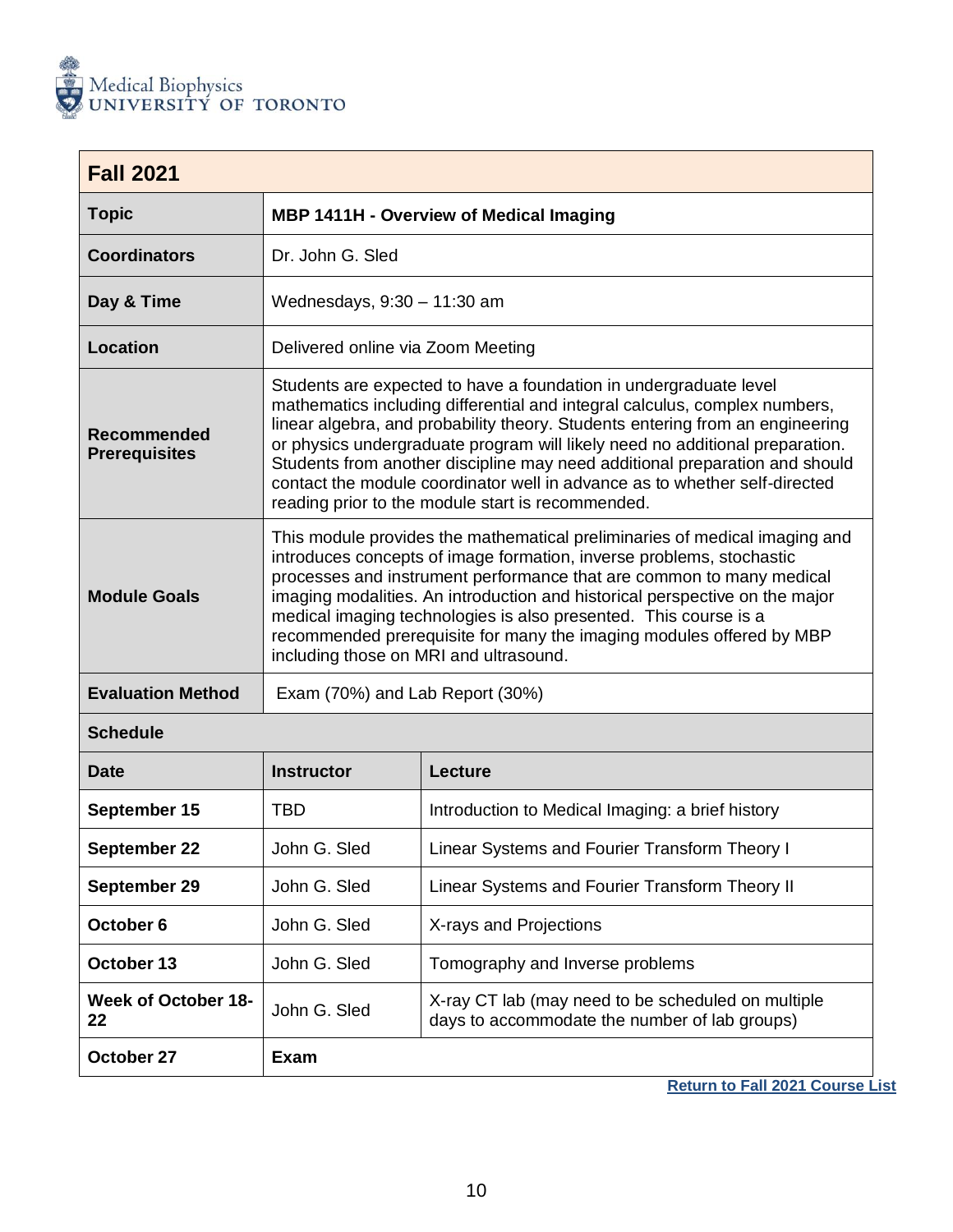Medical Biophysics
UNIVERSITY OF TORONTO

## Fall 2021

| | |
|---|---|
| **Topic** | **MBP 1411H - Overview of Medical Imaging** |
| **Coordinators** | Dr. John G. Sled |
| **Day & Time** | Wednesdays, 9:30 – 11:30 am |
| **Location** | Delivered online via Zoom Meeting |
| **Recommended Prerequisites** | Students are expected to have a foundation in undergraduate level mathematics including differential and integral calculus, complex numbers, linear algebra, and probability theory. Students entering from an engineering or physics undergraduate program will likely need no additional preparation. Students from another discipline may need additional preparation and should contact the module coordinator well in advance as to whether self-directed reading prior to the module start is recommended. |
| **Module Goals** | This module provides the mathematical preliminaries of medical imaging and introduces concepts of image formation, inverse problems, stochastic processes and instrument performance that are common to many medical imaging modalities. An introduction and historical perspective on the major medical imaging technologies is also presented. This course is a recommended prerequisite for many the imaging modules offered by MBP including those on MRI and ultrasound. |
| **Evaluation Method** | Exam (70%) and Lab Report (30%) |

### Schedule

| Date | Instructor | Lecture |
|---|---|---|
| **September 15** | TBD | Introduction to Medical Imaging: a brief history |
| **September 22** | John G. Sled | Linear Systems and Fourier Transform Theory I |
| **September 29** | John G. Sled | Linear Systems and Fourier Transform Theory II |
| **October 6** | John G. Sled | X-rays and Projections |
| **October 13** | John G. Sled | Tomography and Inverse problems |
| **Week of October 18-22** | John G. Sled | X-ray CT lab (may need to be scheduled on multiple days to accommodate the number of lab groups) |
| **October 27** | **Exam** | |

**Return to Fall 2021 Course List**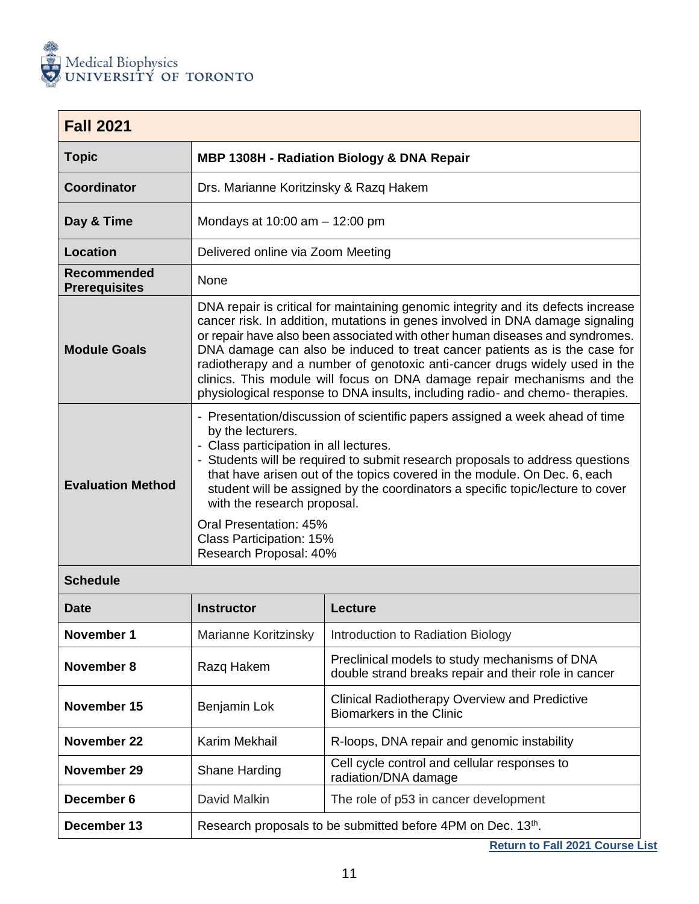Medical Biophysics
UNIVERSITY OF TORONTO

## Fall 2021

| | |
|---|---|
| **Topic** | **MBP 1308H - Radiation Biology & DNA Repair** |
| **Coordinator** | Drs. Marianne Koritzinsky & Razq Hakem |
| **Day & Time** | Mondays at 10:00 am – 12:00 pm |
| **Location** | Delivered online via Zoom Meeting |
| **Recommended Prerequisites** | None |
| **Module Goals** | DNA repair is critical for maintaining genomic integrity and its defects increase cancer risk. In addition, mutations in genes involved in DNA damage signaling or repair have also been associated with other human diseases and syndromes. DNA damage can also be induced to treat cancer patients as is the case for radiotherapy and a number of genotoxic anti-cancer drugs widely used in the clinics. This module will focus on DNA damage repair mechanisms and the physiological response to DNA insults, including radio- and chemo- therapies. |
| **Evaluation Method** | - Presentation/discussion of scientific papers assigned a week ahead of time by the lecturers.<br>- Class participation in all lectures.<br>- Students will be required to submit research proposals to address questions that have arisen out of the topics covered in the module. On Dec. 6, each student will be assigned by the coordinators a specific topic/lecture to cover with the research proposal.<br><br>Oral Presentation: 45%<br>Class Participation: 15%<br>Research Proposal: 40% |

**Schedule**

| Date | Instructor | Lecture |
|---|---|---|
| **November 1** | Marianne Koritzinsky | Introduction to Radiation Biology |
| **November 8** | Razq Hakem | Preclinical models to study mechanisms of DNA double strand breaks repair and their role in cancer |
| **November 15** | Benjamin Lok | Clinical Radiotherapy Overview and Predictive Biomarkers in the Clinic |
| **November 22** | Karim Mekhail | R-loops, DNA repair and genomic instability |
| **November 29** | Shane Harding | Cell cycle control and cellular responses to radiation/DNA damage |
| **December 6** | David Malkin | The role of p53 in cancer development |
| **December 13** | Research proposals to be submitted before 4PM on Dec. 13th. | |

Return to Fall 2021 Course List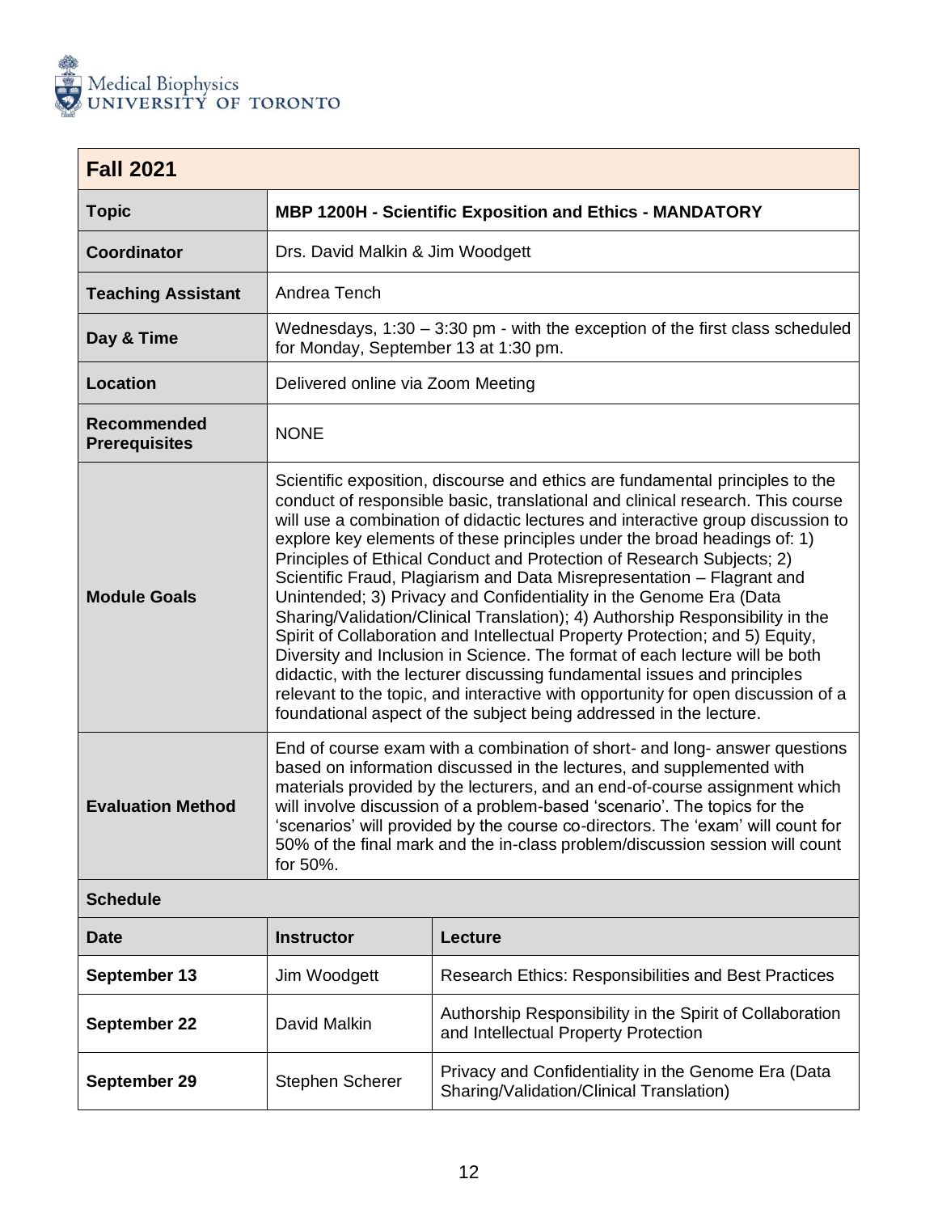| Fall 2021 | |
|---|---|
| **Topic** | **MBP 1200H - Scientific Exposition and Ethics - MANDATORY** |
| **Coordinator** | Drs. David Malkin & Jim Woodgett |
| **Teaching Assistant** | Andrea Tench |
| **Day & Time** | Wednesdays, 1:30 – 3:30 pm - with the exception of the first class scheduled for Monday, September 13 at 1:30 pm. |
| **Location** | Delivered online via Zoom Meeting |
| **Recommended Prerequisites** | NONE |
| **Module Goals** | Scientific exposition, discourse and ethics are fundamental principles to the conduct of responsible basic, translational and clinical research. This course will use a combination of didactic lectures and interactive group discussion to explore key elements of these principles under the broad headings of: 1) Principles of Ethical Conduct and Protection of Research Subjects; 2) Scientific Fraud, Plagiarism and Data Misrepresentation – Flagrant and Unintended; 3) Privacy and Confidentiality in the Genome Era (Data Sharing/Validation/Clinical Translation); 4) Authorship Responsibility in the Spirit of Collaboration and Intellectual Property Protection; and 5) Equity, Diversity and Inclusion in Science. The format of each lecture will be both didactic, with the lecturer discussing fundamental issues and principles relevant to the topic, and interactive with opportunity for open discussion of a foundational aspect of the subject being addressed in the lecture. |
| **Evaluation Method** | End of course exam with a combination of short- and long- answer questions based on information discussed in the lectures, and supplemented with materials provided by the lecturers, and an end-of-course assignment which will involve discussion of a problem-based 'scenario'. The topics for the 'scenarios' will provided by the course co-directors. The 'exam' will count for 50% of the final mark and the in-class problem/discussion session will count for 50%. |

**Schedule**

| Date | Instructor | Lecture |
|---|---|---|
| **September 13** | Jim Woodgett | Research Ethics: Responsibilities and Best Practices |
| **September 22** | David Malkin | Authorship Responsibility in the Spirit of Collaboration and Intellectual Property Protection |
| **September 29** | Stephen Scherer | Privacy and Confidentiality in the Genome Era (Data Sharing/Validation/Clinical Translation) |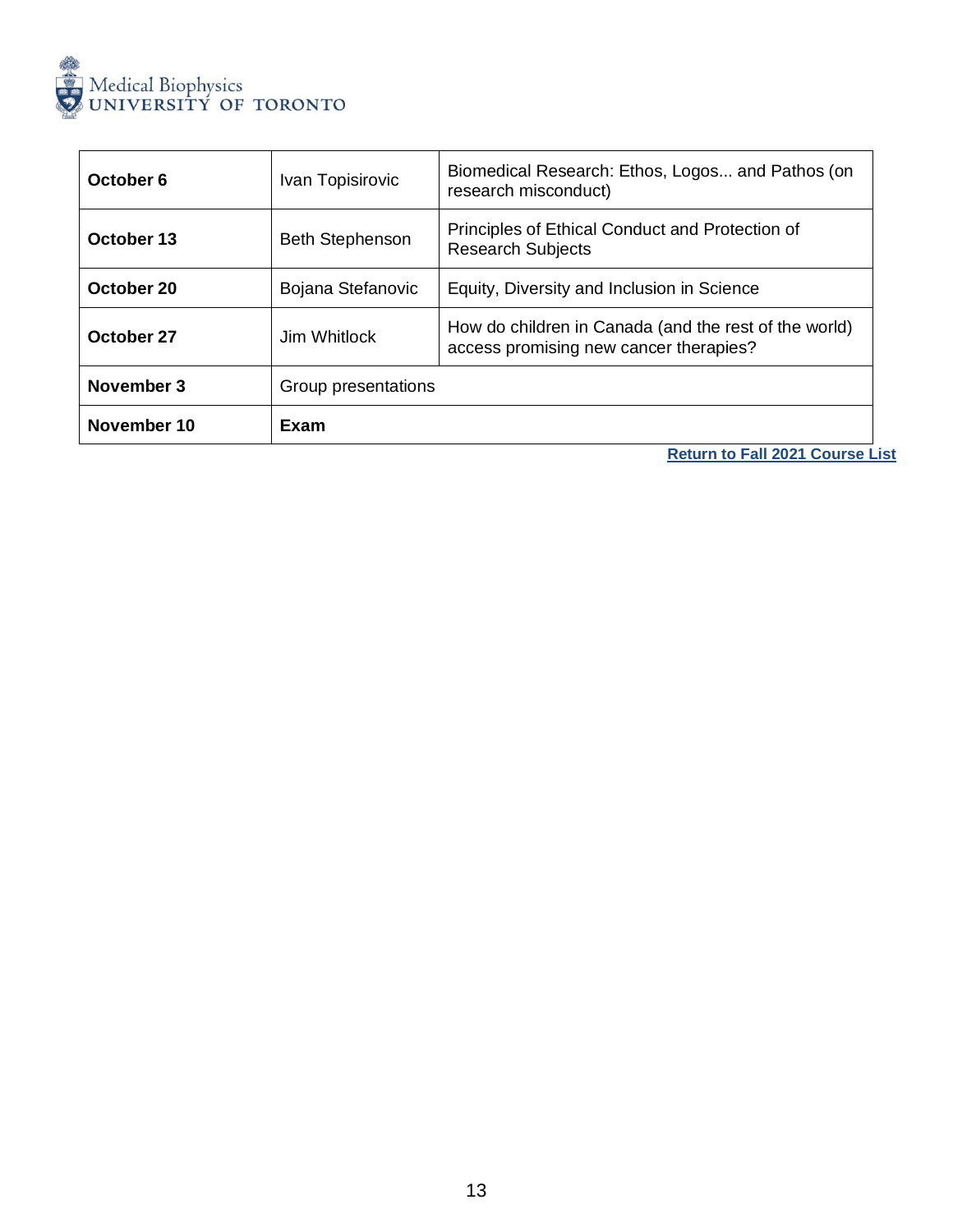| | | |
|---|---|---|
| **October 6** | Ivan Topisirovic | Biomedical Research: Ethos, Logos... and Pathos (on research misconduct) |
| **October 13** | Beth Stephenson | Principles of Ethical Conduct and Protection of Research Subjects |
| **October 20** | Bojana Stefanovic | Equity, Diversity and Inclusion in Science |
| **October 27** | Jim Whitlock | How do children in Canada (and the rest of the world) access promising new cancer therapies? |
| **November 3** | Group presentations | |
| **November 10** | **Exam** | |

**Return to Fall 2021 Course List**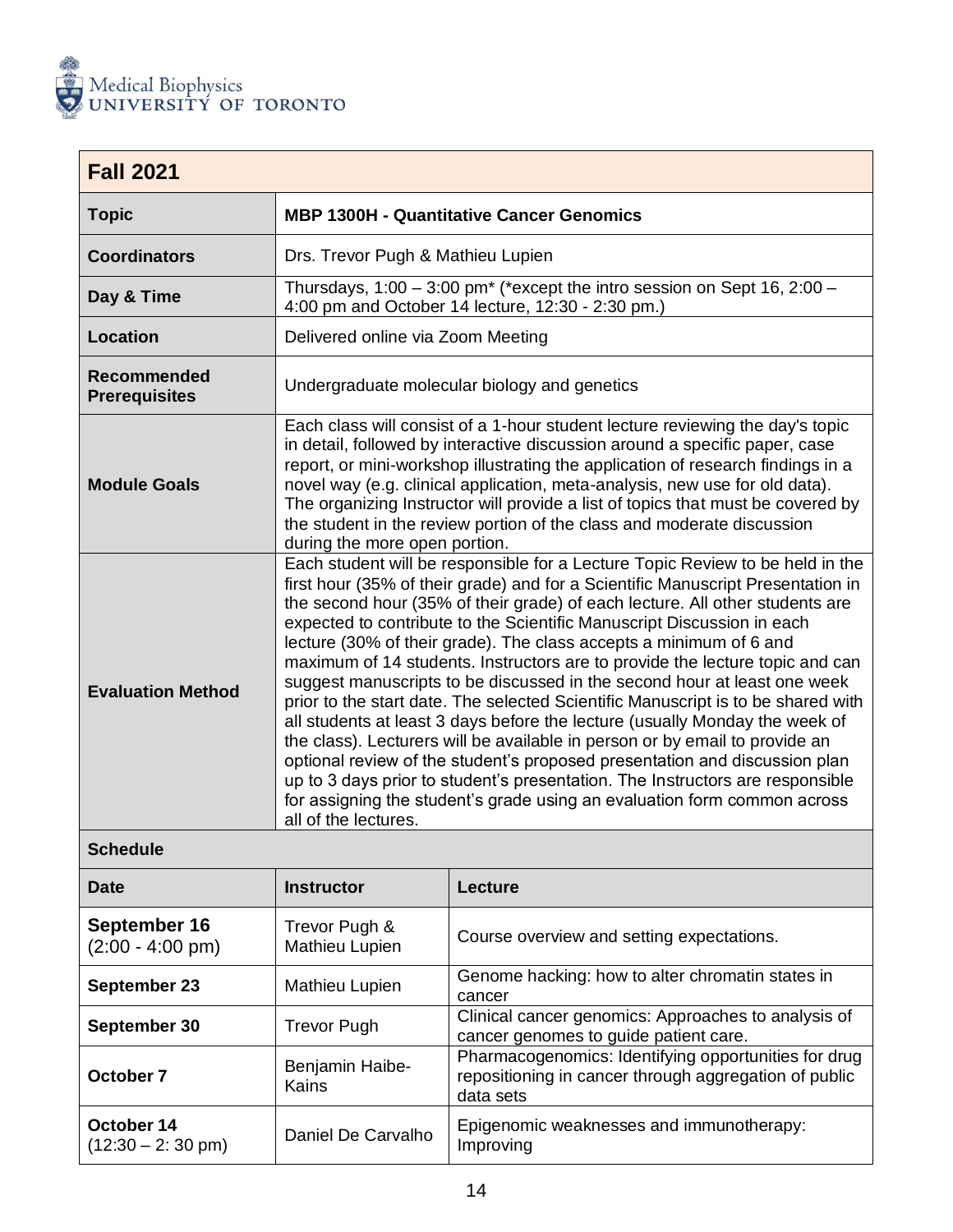Medical Biophysics
UNIVERSITY OF TORONTO

| **Fall 2021** | |
|---|---|
| **Topic** | **MBP 1300H - Quantitative Cancer Genomics** |
| **Coordinators** | Drs. Trevor Pugh & Mathieu Lupien |
| **Day & Time** | Thursdays, 1:00 – 3:00 pm* (*except the intro session on Sept 16, 2:00 – 4:00 pm and October 14 lecture, 12:30 - 2:30 pm.) |
| **Location** | Delivered online via Zoom Meeting |
| **Recommended Prerequisites** | Undergraduate molecular biology and genetics |
| **Module Goals** | Each class will consist of a 1-hour student lecture reviewing the day's topic in detail, followed by interactive discussion around a specific paper, case report, or mini-workshop illustrating the application of research findings in a novel way (e.g. clinical application, meta-analysis, new use for old data). The organizing Instructor will provide a list of topics that must be covered by the student in the review portion of the class and moderate discussion during the more open portion. |
| **Evaluation Method** | Each student will be responsible for a Lecture Topic Review to be held in the first hour (35% of their grade) and for a Scientific Manuscript Presentation in the second hour (35% of their grade) of each lecture. All other students are expected to contribute to the Scientific Manuscript Discussion in each lecture (30% of their grade). The class accepts a minimum of 6 and maximum of 14 students. Instructors are to provide the lecture topic and can suggest manuscripts to be discussed in the second hour at least one week prior to the start date. The selected Scientific Manuscript is to be shared with all students at least 3 days before the lecture (usually Monday the week of the class). Lecturers will be available in person or by email to provide an optional review of the student's proposed presentation and discussion plan up to 3 days prior to student's presentation. The Instructors are responsible for assigning the student's grade using an evaluation form common across all of the lectures. |

**Schedule**

| Date | Instructor | Lecture |
|---|---|---|
| **September 16** (2:00 - 4:00 pm) | Trevor Pugh & Mathieu Lupien | Course overview and setting expectations. |
| **September 23** | Mathieu Lupien | Genome hacking: how to alter chromatin states in cancer |
| **September 30** | Trevor Pugh | Clinical cancer genomics: Approaches to analysis of cancer genomes to guide patient care. |
| **October 7** | Benjamin Haibe-Kains | Pharmacogenomics: Identifying opportunities for drug repositioning in cancer through aggregation of public data sets |
| **October 14** (12:30 – 2: 30 pm) | Daniel De Carvalho | Epigenomic weaknesses and immunotherapy: Improving |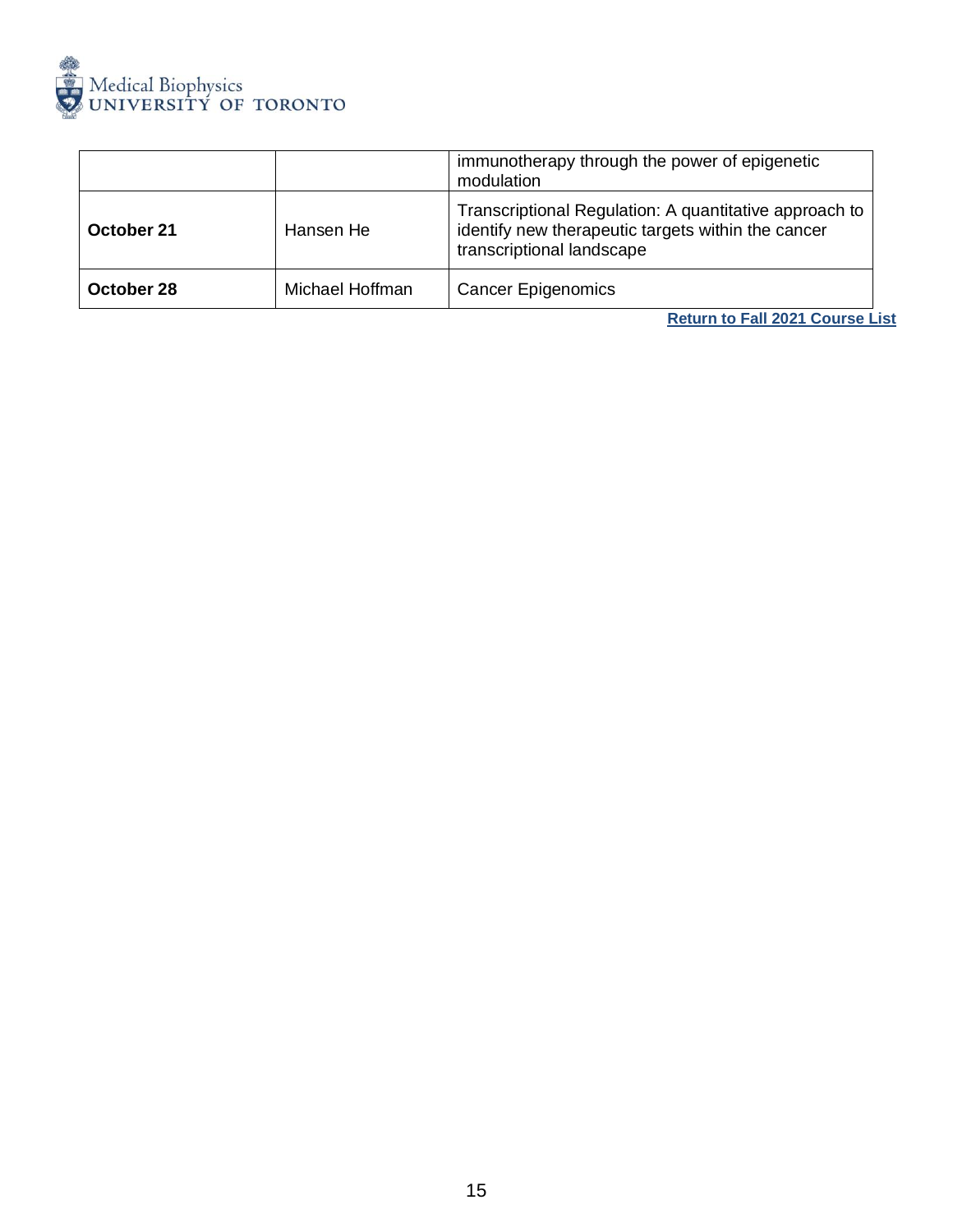| | | |
|---|---|---|
| | | immunotherapy through the power of epigenetic modulation |
| **October 21** | Hansen He | Transcriptional Regulation: A quantitative approach to identify new therapeutic targets within the cancer transcriptional landscape |
| **October 28** | Michael Hoffman | Cancer Epigenomics |

**Return to Fall 2021 Course List**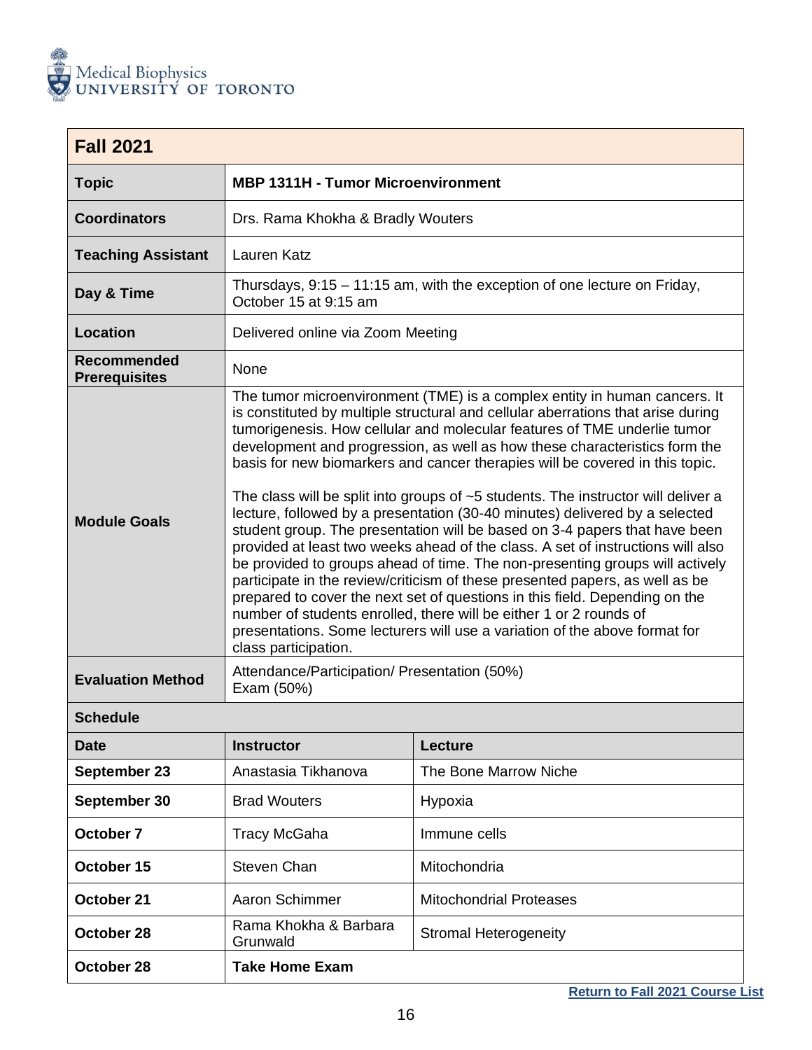Medical Biophysics
UNIVERSITY OF TORONTO

## Fall 2021

| | |
|---|---|
| **Topic** | **MBP 1311H - Tumor Microenvironment** |
| **Coordinators** | Drs. Rama Khokha & Bradly Wouters |
| **Teaching Assistant** | Lauren Katz |
| **Day & Time** | Thursdays, 9:15 – 11:15 am, with the exception of one lecture on Friday, October 15 at 9:15 am |
| **Location** | Delivered online via Zoom Meeting |
| **Recommended Prerequisites** | None |
| **Module Goals** | The tumor microenvironment (TME) is a complex entity in human cancers. It is constituted by multiple structural and cellular aberrations that arise during tumorigenesis. How cellular and molecular features of TME underlie tumor development and progression, as well as how these characteristics form the basis for new biomarkers and cancer therapies will be covered in this topic.<br><br>The class will be split into groups of ~5 students. The instructor will deliver a lecture, followed by a presentation (30-40 minutes) delivered by a selected student group. The presentation will be based on 3-4 papers that have been provided at least two weeks ahead of the class. A set of instructions will also be provided to groups ahead of time. The non-presenting groups will actively participate in the review/criticism of these presented papers, as well as be prepared to cover the next set of questions in this field. Depending on the number of students enrolled, there will be either 1 or 2 rounds of presentations. Some lecturers will use a variation of the above format for class participation. |
| **Evaluation Method** | Attendance/Participation/ Presentation (50%)<br>Exam (50%) |

### Schedule

| Date | Instructor | Lecture |
|---|---|---|
| **September 23** | Anastasia Tikhanova | The Bone Marrow Niche |
| **September 30** | Brad Wouters | Hypoxia |
| **October 7** | Tracy McGaha | Immune cells |
| **October 15** | Steven Chan | Mitochondria |
| **October 21** | Aaron Schimmer | Mitochondrial Proteases |
| **October 28** | Rama Khokha & Barbara Grunwald | Stromal Heterogeneity |
| **October 28** | **Take Home Exam** | |

Return to Fall 2021 Course List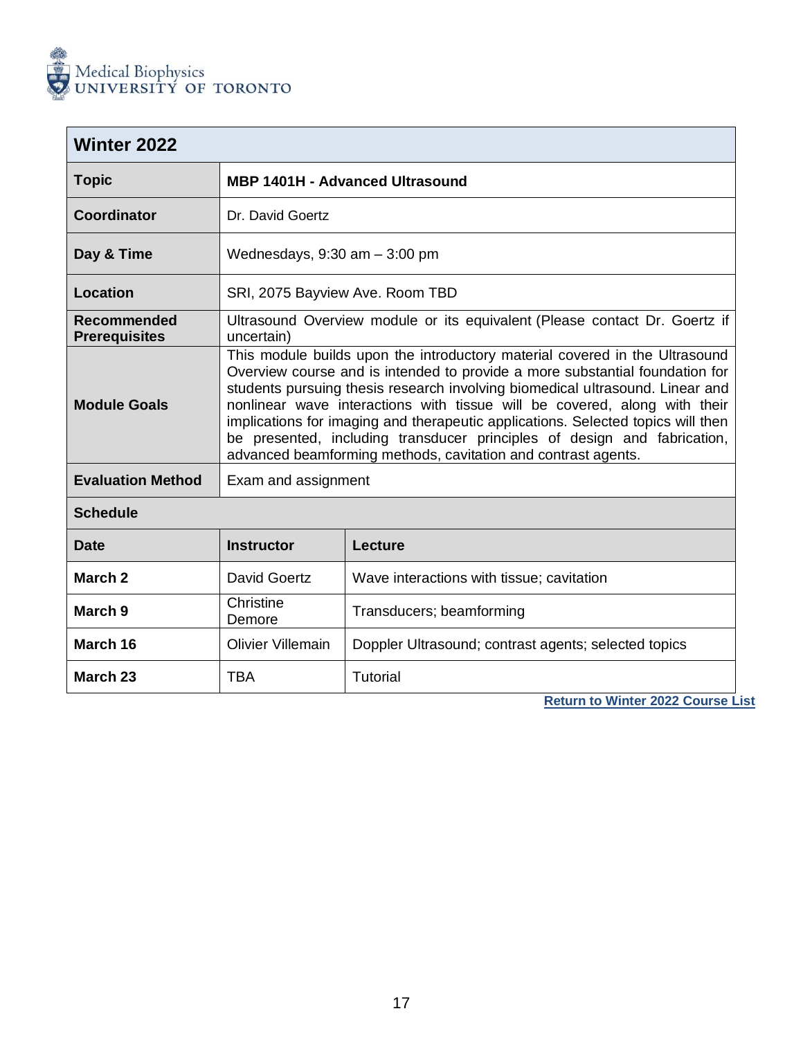Medical Biophysics
UNIVERSITY OF TORONTO

| Winter 2022 | |
|---|---|
| **Topic** | **MBP 1401H - Advanced Ultrasound** |
| **Coordinator** | Dr. David Goertz |
| **Day & Time** | Wednesdays, 9:30 am – 3:00 pm |
| **Location** | SRI, 2075 Bayview Ave. Room TBD |
| **Recommended Prerequisites** | Ultrasound Overview module or its equivalent (Please contact Dr. Goertz if uncertain) |
| **Module Goals** | This module builds upon the introductory material covered in the Ultrasound Overview course and is intended to provide a more substantial foundation for students pursuing thesis research involving biomedical ultrasound. Linear and nonlinear wave interactions with tissue will be covered, along with their implications for imaging and therapeutic applications. Selected topics will then be presented, including transducer principles of design and fabrication, advanced beamforming methods, cavitation and contrast agents. |
| **Evaluation Method** | Exam and assignment |

**Schedule**

| Date | Instructor | Lecture |
|---|---|---|
| **March 2** | David Goertz | Wave interactions with tissue; cavitation |
| **March 9** | Christine Demore | Transducers; beamforming |
| **March 16** | Olivier Villemain | Doppler Ultrasound; contrast agents; selected topics |
| **March 23** | TBA | Tutorial |

**Return to Winter 2022 Course List**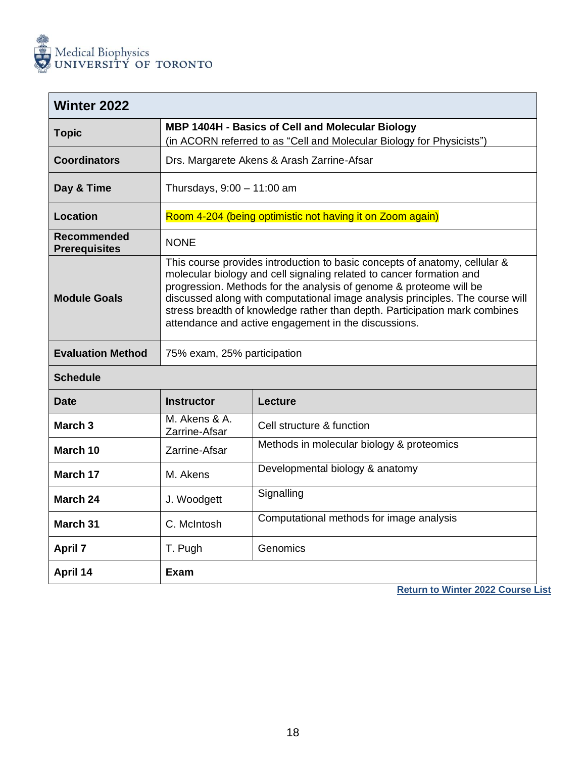Medical Biophysics
UNIVERSITY OF TORONTO

| Winter 2022 | | |
|---|---|---|
| **Topic** | **MBP 1404H - Basics of Cell and Molecular Biology** (in ACORN referred to as "Cell and Molecular Biology for Physicists") | |
| **Coordinators** | Drs. Margarete Akens & Arash Zarrine-Afsar | |
| **Day & Time** | Thursdays, 9:00 – 11:00 am | |
| **Location** | Room 4-204 (being optimistic not having it on Zoom again) | |
| **Recommended Prerequisites** | NONE | |
| **Module Goals** | This course provides introduction to basic concepts of anatomy, cellular & molecular biology and cell signaling related to cancer formation and progression. Methods for the analysis of genome & proteome will be discussed along with computational image analysis principles. The course will stress breadth of knowledge rather than depth. Participation mark combines attendance and active engagement in the discussions. | |
| **Evaluation Method** | 75% exam, 25% participation | |
| **Schedule** | | |
| **Date** | **Instructor** | **Lecture** |
| **March 3** | M. Akens & A. Zarrine-Afsar | Cell structure & function |
| **March 10** | Zarrine-Afsar | Methods in molecular biology & proteomics |
| **March 17** | M. Akens | Developmental biology & anatomy |
| **March 24** | J. Woodgett | Signalling |
| **March 31** | C. McIntosh | Computational methods for image analysis |
| **April 7** | T. Pugh | Genomics |
| **April 14** | **Exam** | |

**Return to Winter 2022 Course List**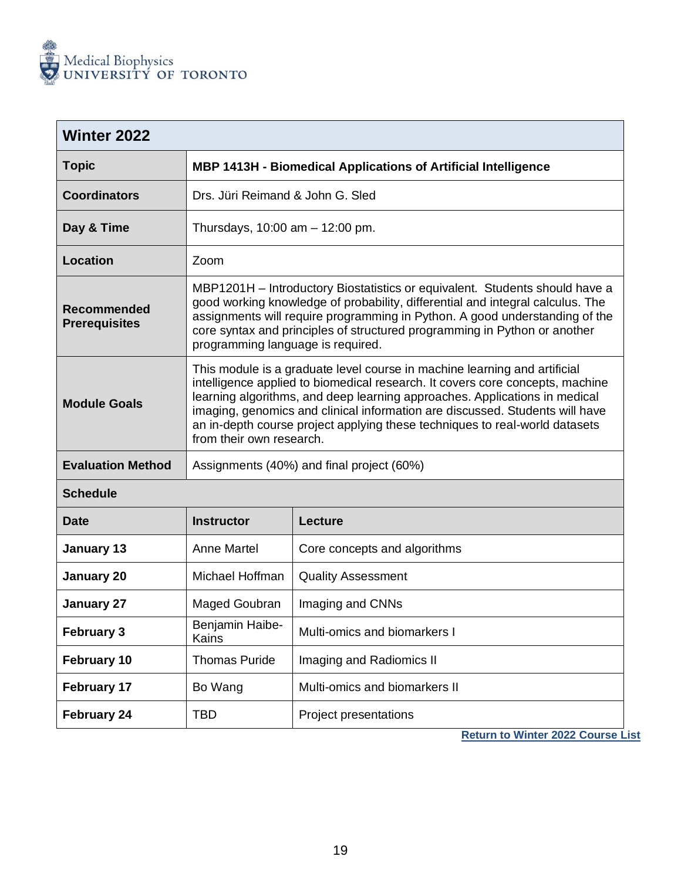| **Winter 2022** | | |
|---|---|---|
| **Topic** | **MBP 1413H - Biomedical Applications of Artificial Intelligence** | |
| **Coordinators** | Drs. Jüri Reimand & John G. Sled | |
| **Day & Time** | Thursdays, 10:00 am – 12:00 pm. | |
| **Location** | Zoom | |
| **Recommended Prerequisites** | MBP1201H – Introductory Biostatistics or equivalent. Students should have a good working knowledge of probability, differential and integral calculus. The assignments will require programming in Python. A good understanding of the core syntax and principles of structured programming in Python or another programming language is required. | |
| **Module Goals** | This module is a graduate level course in machine learning and artificial intelligence applied to biomedical research. It covers core concepts, machine learning algorithms, and deep learning approaches. Applications in medical imaging, genomics and clinical information are discussed. Students will have an in-depth course project applying these techniques to real-world datasets from their own research. | |
| **Evaluation Method** | Assignments (40%) and final project (60%) | |
| **Schedule** | | |
| **Date** | **Instructor** | **Lecture** |
| **January 13** | Anne Martel | Core concepts and algorithms |
| **January 20** | Michael Hoffman | Quality Assessment |
| **January 27** | Maged Goubran | Imaging and CNNs |
| **February 3** | Benjamin Haibe-Kains | Multi-omics and biomarkers I |
| **February 10** | Thomas Puride | Imaging and Radiomics II |
| **February 17** | Bo Wang | Multi-omics and biomarkers II |
| **February 24** | TBD | Project presentations |

**Return to Winter 2022 Course List**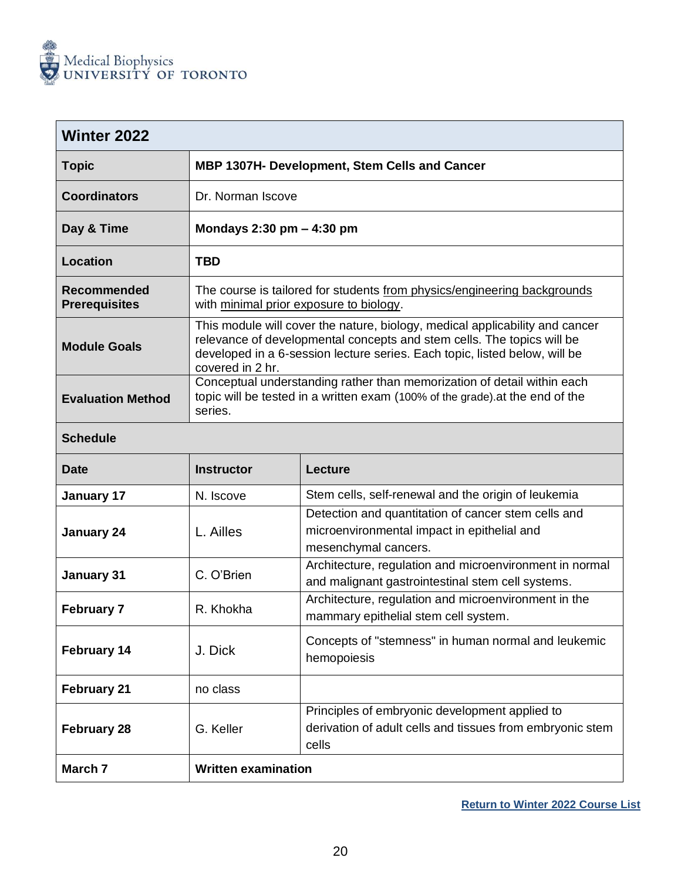Medical Biophysics
UNIVERSITY OF TORONTO

| **Winter 2022** | |
|---|---|
| **Topic** | **MBP 1307H- Development, Stem Cells and Cancer** |
| **Coordinators** | Dr. Norman Iscove |
| **Day & Time** | **Mondays 2:30 pm – 4:30 pm** |
| **Location** | **TBD** |
| **Recommended Prerequisites** | The course is tailored for students from physics/engineering backgrounds with minimal prior exposure to biology. |
| **Module Goals** | This module will cover the nature, biology, medical applicability and cancer relevance of developmental concepts and stem cells. The topics will be developed in a 6-session lecture series. Each topic, listed below, will be covered in 2 hr. |
| **Evaluation Method** | Conceptual understanding rather than memorization of detail within each topic will be tested in a written exam (100% of the grade).at the end of the series. |

**Schedule**

| **Date** | **Instructor** | **Lecture** |
|---|---|---|
| **January 17** | N. Iscove | Stem cells, self-renewal and the origin of leukemia |
| **January 24** | L. Ailles | Detection and quantitation of cancer stem cells and microenvironmental impact in epithelial and mesenchymal cancers. |
| **January 31** | C. O'Brien | Architecture, regulation and microenvironment in normal and malignant gastrointestinal stem cell systems. |
| **February 7** | R. Khokha | Architecture, regulation and microenvironment in the mammary epithelial stem cell system. |
| **February 14** | J. Dick | Concepts of "stemness" in human normal and leukemic hemopoiesis |
| **February 21** | no class | |
| **February 28** | G. Keller | Principles of embryonic development applied to derivation of adult cells and tissues from embryonic stem cells |
| **March 7** | **Written examination** | |

**Return to Winter 2022 Course List**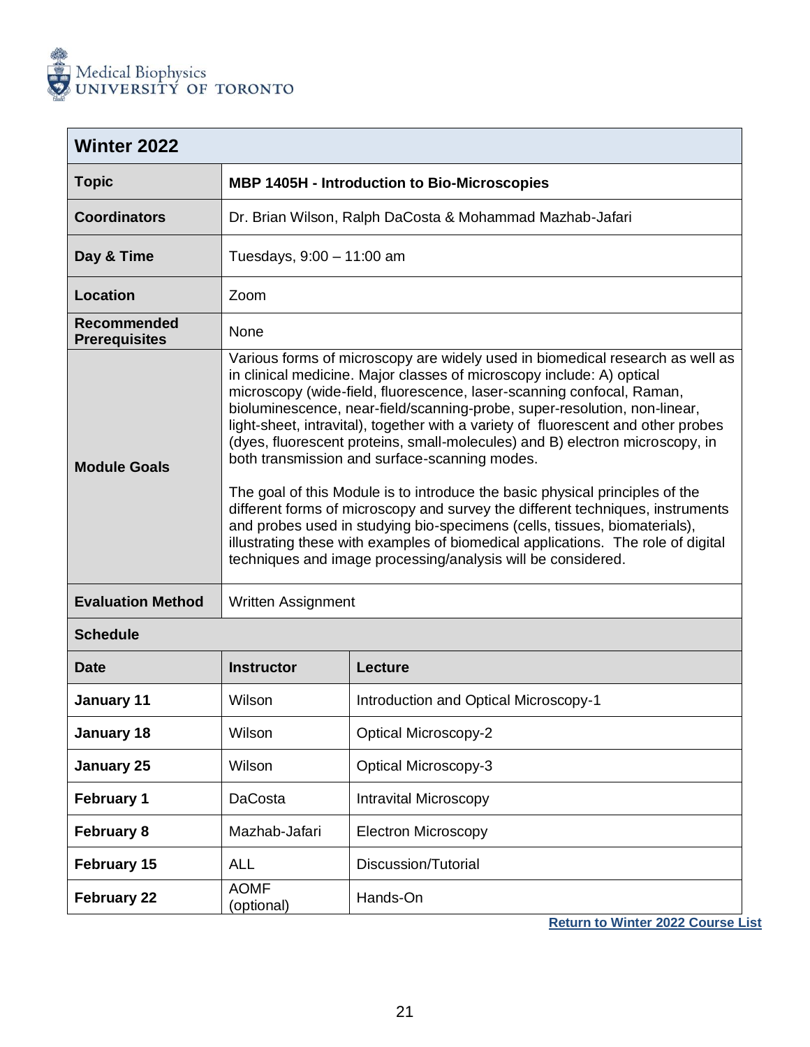Medical Biophysics
UNIVERSITY OF TORONTO

| **Winter 2022** | |
|---|---|
| **Topic** | **MBP 1405H - Introduction to Bio-Microscopies** |
| **Coordinators** | Dr. Brian Wilson, Ralph DaCosta & Mohammad Mazhab-Jafari |
| **Day & Time** | Tuesdays, 9:00 – 11:00 am |
| **Location** | Zoom |
| **Recommended Prerequisites** | None |
| **Module Goals** | Various forms of microscopy are widely used in biomedical research as well as in clinical medicine. Major classes of microscopy include: A) optical microscopy (wide-field, fluorescence, laser-scanning confocal, Raman, bioluminescence, near-field/scanning-probe, super-resolution, non-linear, light-sheet, intravital), together with a variety of fluorescent and other probes (dyes, fluorescent proteins, small-molecules) and B) electron microscopy, in both transmission and surface-scanning modes.<br><br>The goal of this Module is to introduce the basic physical principles of the different forms of microscopy and survey the different techniques, instruments and probes used in studying bio-specimens (cells, tissues, biomaterials), illustrating these with examples of biomedical applications. The role of digital techniques and image processing/analysis will be considered. |
| **Evaluation Method** | Written Assignment |

**Schedule**

| Date | Instructor | Lecture |
|---|---|---|
| **January 11** | Wilson | Introduction and Optical Microscopy-1 |
| **January 18** | Wilson | Optical Microscopy-2 |
| **January 25** | Wilson | Optical Microscopy-3 |
| **February 1** | DaCosta | Intravital Microscopy |
| **February 8** | Mazhab-Jafari | Electron Microscopy |
| **February 15** | ALL | Discussion/Tutorial |
| **February 22** | AOMF (optional) | Hands-On |

**Return to Winter 2022 Course List**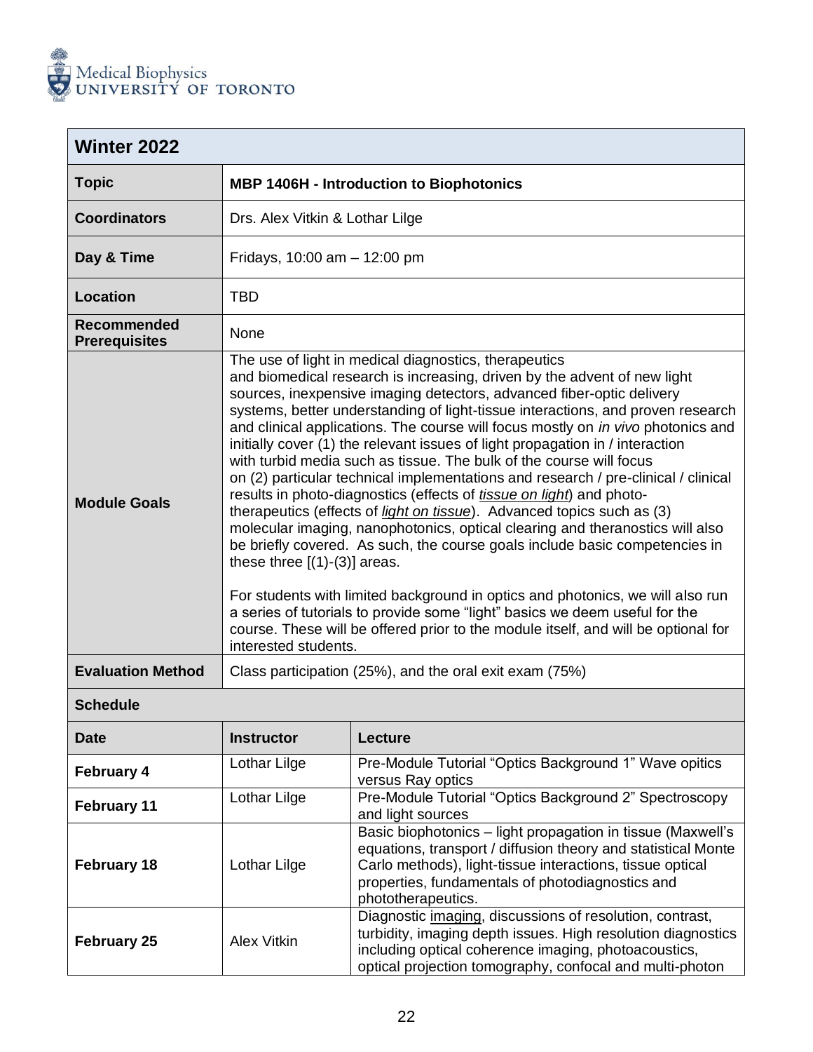Medical Biophysics
UNIVERSITY OF TORONTO

| **Winter 2022** | | |
|---|---|---|
| **Topic** | **MBP 1406H - Introduction to Biophotonics** | |
| **Coordinators** | Drs. Alex Vitkin & Lothar Lilge | |
| **Day & Time** | Fridays, 10:00 am – 12:00 pm | |
| **Location** | TBD | |
| **Recommended Prerequisites** | None | |
| **Module Goals** | The use of light in medical diagnostics, therapeutics and biomedical research is increasing, driven by the advent of new light sources, inexpensive imaging detectors, advanced fiber-optic delivery systems, better understanding of light-tissue interactions, and proven research and clinical applications. The course will focus mostly on *in vivo* photonics and initially cover (1) the relevant issues of light propagation in / interaction with turbid media such as tissue. The bulk of the course will focus on (2) particular technical implementations and research / pre-clinical / clinical results in photo-diagnostics (effects of *tissue on light*) and photo-therapeutics (effects of *light on tissue*). Advanced topics such as (3) molecular imaging, nanophotonics, optical clearing and theranostics will also be briefly covered. As such, the course goals include basic competencies in these three [(1)-(3)] areas.<br><br>For students with limited background in optics and photonics, we will also run a series of tutorials to provide some "light" basics we deem useful for the course. These will be offered prior to the module itself, and will be optional for interested students. | |
| **Evaluation Method** | Class participation (25%), and the oral exit exam (75%) | |
| **Schedule** | | |
| **Date** | **Instructor** | **Lecture** |
| **February 4** | Lothar Lilge | Pre-Module Tutorial "Optics Background 1" Wave opitics versus Ray optics |
| **February 11** | Lothar Lilge | Pre-Module Tutorial "Optics Background 2" Spectroscopy and light sources |
| **February 18** | Lothar Lilge | Basic biophotonics – light propagation in tissue (Maxwell's equations, transport / diffusion theory and statistical Monte Carlo methods), light-tissue interactions, tissue optical properties, fundamentals of photodiagnostics and phototherapeutics. |
| **February 25** | Alex Vitkin | Diagnostic imaging, discussions of resolution, contrast, turbidity, imaging depth issues. High resolution diagnostics including optical coherence imaging, photoacoustics, optical projection tomography, confocal and multi-photon |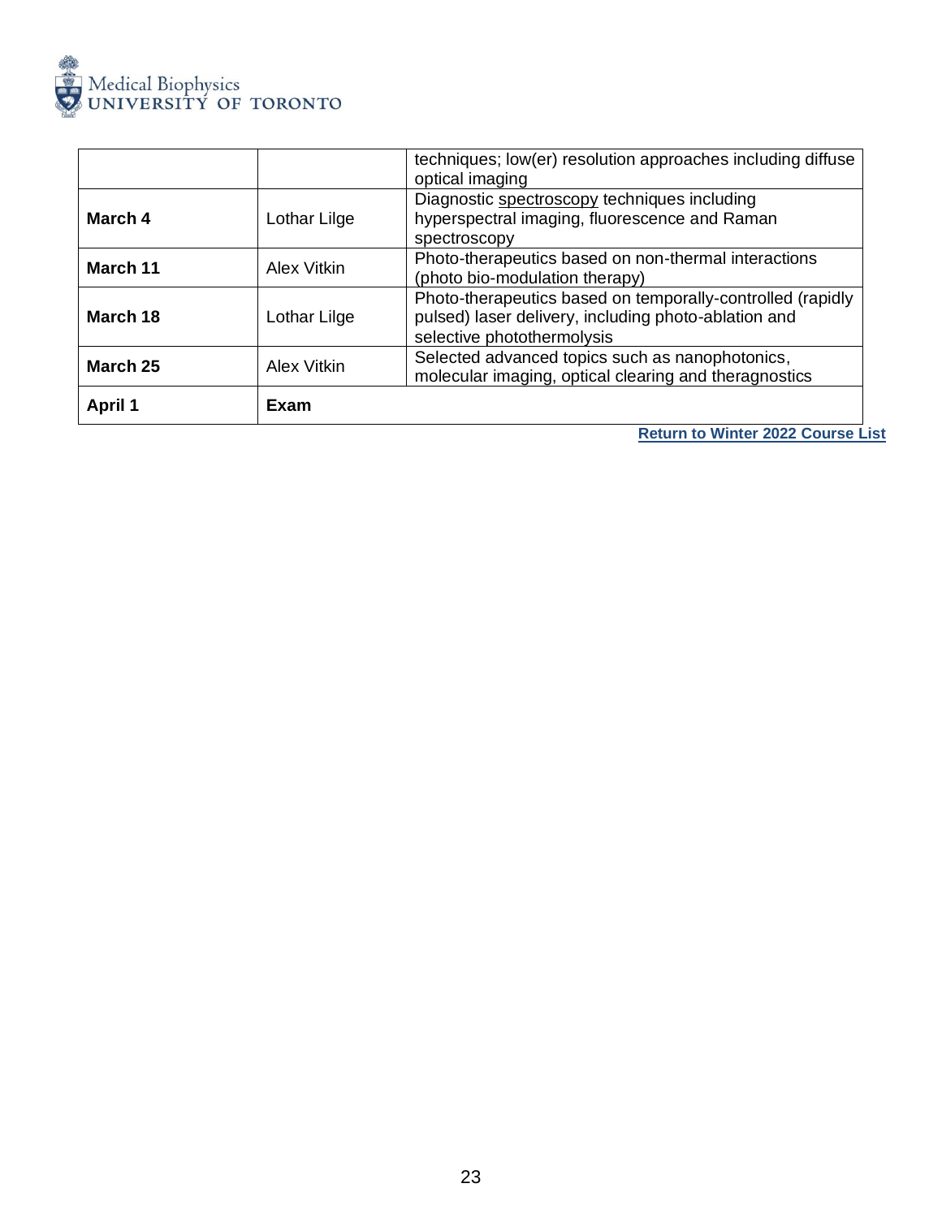| | | |
|---|---|---|
| | | techniques; low(er) resolution approaches including diffuse optical imaging |
| **March 4** | Lothar Lilge | Diagnostic spectroscopy techniques including hyperspectral imaging, fluorescence and Raman spectroscopy |
| **March 11** | Alex Vitkin | Photo-therapeutics based on non-thermal interactions (photo bio-modulation therapy) |
| **March 18** | Lothar Lilge | Photo-therapeutics based on temporally-controlled (rapidly pulsed) laser delivery, including photo-ablation and selective photothermolysis |
| **March 25** | Alex Vitkin | Selected advanced topics such as nanophotonics, molecular imaging, optical clearing and theragnostics |
| **April 1** | **Exam** | |

**Return to Winter 2022 Course List**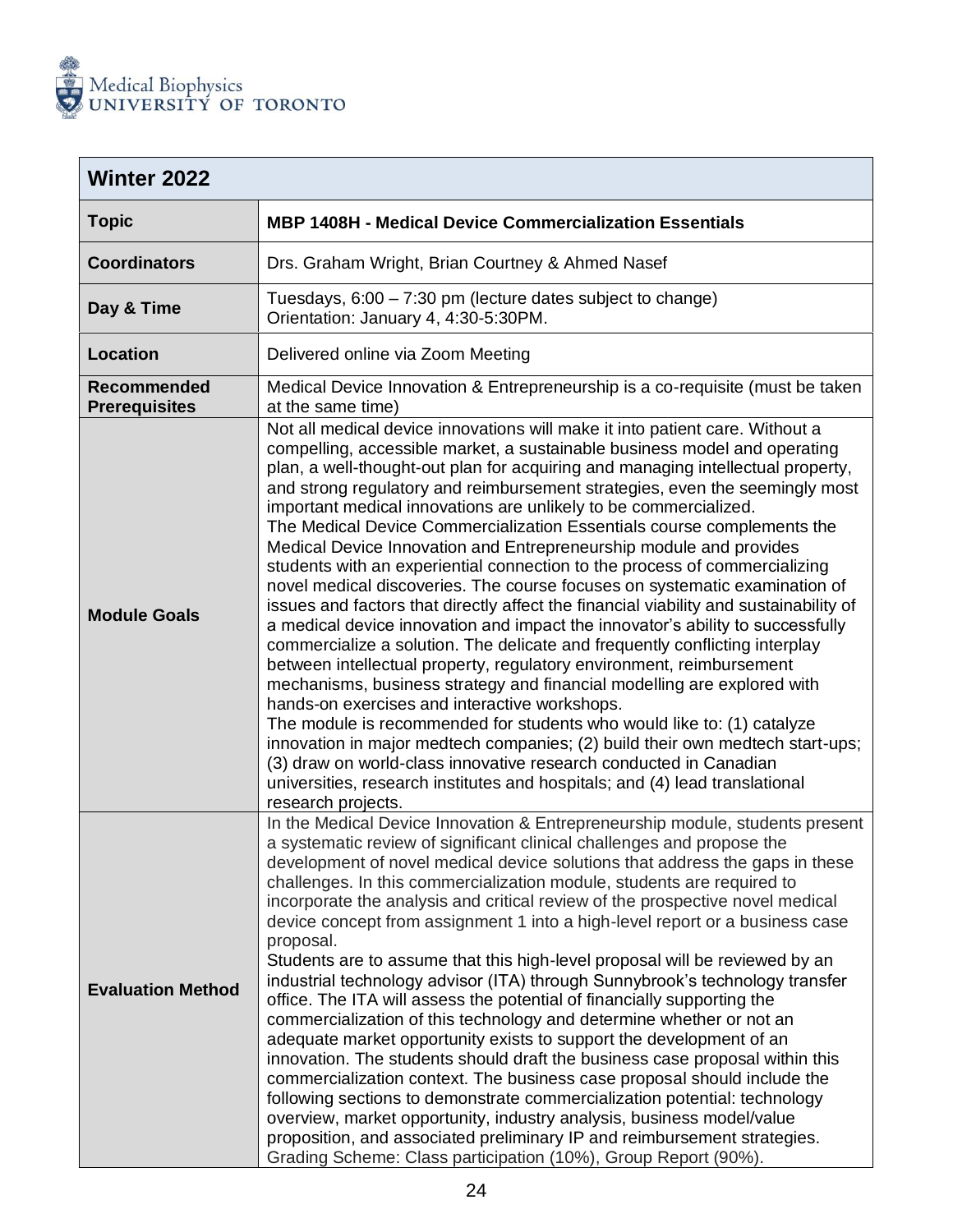Medical Biophysics
UNIVERSITY OF TORONTO

| Winter 2022 | |
|---|---|
| **Topic** | **MBP 1408H - Medical Device Commercialization Essentials** |
| **Coordinators** | Drs. Graham Wright, Brian Courtney & Ahmed Nasef |
| **Day & Time** | Tuesdays, 6:00 – 7:30 pm (lecture dates subject to change)<br>Orientation: January 4, 4:30-5:30PM. |
| **Location** | Delivered online via Zoom Meeting |
| **Recommended Prerequisites** | Medical Device Innovation & Entrepreneurship is a co-requisite (must be taken at the same time) |
| **Module Goals** | Not all medical device innovations will make it into patient care. Without a compelling, accessible market, a sustainable business model and operating plan, a well-thought-out plan for acquiring and managing intellectual property, and strong regulatory and reimbursement strategies, even the seemingly most important medical innovations are unlikely to be commercialized.<br>The Medical Device Commercialization Essentials course complements the Medical Device Innovation and Entrepreneurship module and provides students with an experiential connection to the process of commercializing novel medical discoveries. The course focuses on systematic examination of issues and factors that directly affect the financial viability and sustainability of a medical device innovation and impact the innovator's ability to successfully commercialize a solution. The delicate and frequently conflicting interplay between intellectual property, regulatory environment, reimbursement mechanisms, business strategy and financial modelling are explored with hands-on exercises and interactive workshops.<br>The module is recommended for students who would like to: (1) catalyze innovation in major medtech companies; (2) build their own medtech start-ups; (3) draw on world-class innovative research conducted in Canadian universities, research institutes and hospitals; and (4) lead translational research projects. |
| **Evaluation Method** | In the Medical Device Innovation & Entrepreneurship module, students present a systematic review of significant clinical challenges and propose the development of novel medical device solutions that address the gaps in these challenges. In this commercialization module, students are required to incorporate the analysis and critical review of the prospective novel medical device concept from assignment 1 into a high-level report or a business case proposal.<br>Students are to assume that this high-level proposal will be reviewed by an industrial technology advisor (ITA) through Sunnybrook's technology transfer office. The ITA will assess the potential of financially supporting the commercialization of this technology and determine whether or not an adequate market opportunity exists to support the development of an innovation. The students should draft the business case proposal within this commercialization context. The business case proposal should include the following sections to demonstrate commercialization potential: technology overview, market opportunity, industry analysis, business model/value proposition, and associated preliminary IP and reimbursement strategies.<br>Grading Scheme: Class participation (10%), Group Report (90%). |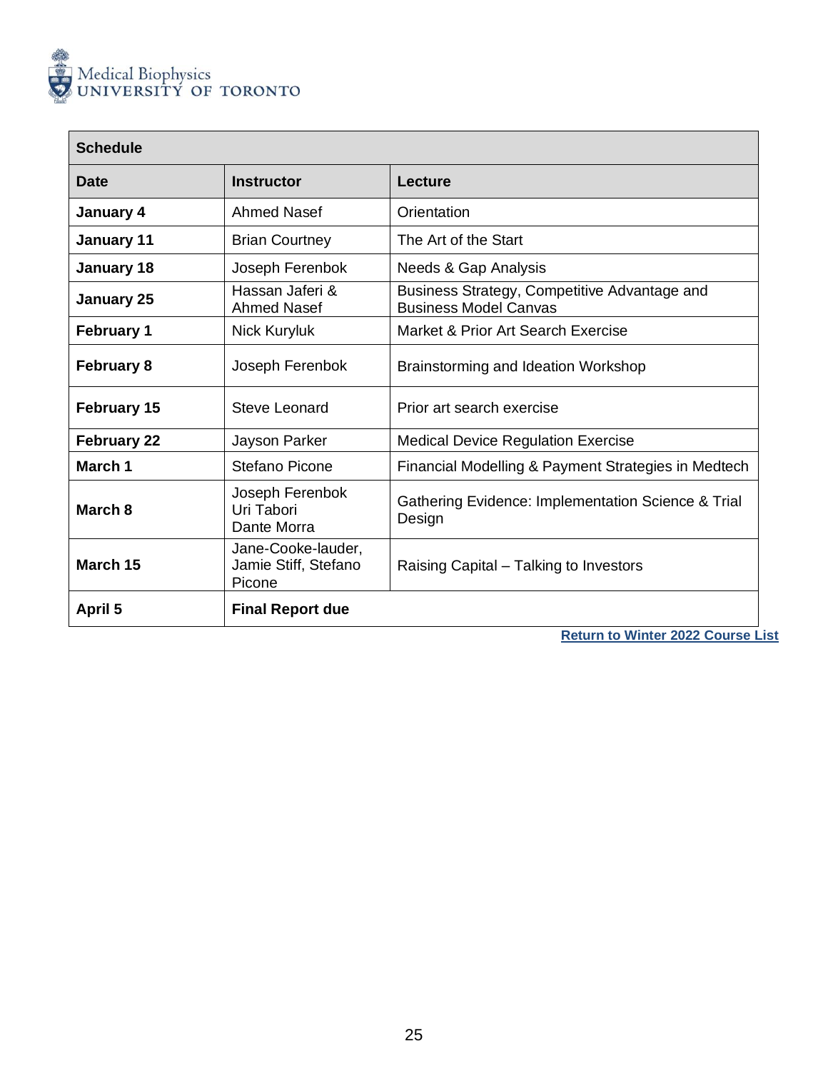| Schedule | | |
|---|---|---|
| **Date** | **Instructor** | **Lecture** |
| **January 4** | Ahmed Nasef | Orientation |
| **January 11** | Brian Courtney | The Art of the Start |
| **January 18** | Joseph Ferenbok | Needs & Gap Analysis |
| **January 25** | Hassan Jaferi & Ahmed Nasef | Business Strategy, Competitive Advantage and Business Model Canvas |
| **February 1** | Nick Kuryluk | Market & Prior Art Search Exercise |
| **February 8** | Joseph Ferenbok | Brainstorming and Ideation Workshop |
| **February 15** | Steve Leonard | Prior art search exercise |
| **February 22** | Jayson Parker | Medical Device Regulation Exercise |
| **March 1** | Stefano Picone | Financial Modelling & Payment Strategies in Medtech |
| **March 8** | Joseph Ferenbok<br>Uri Tabori<br>Dante Morra | Gathering Evidence: Implementation Science & Trial Design |
| **March 15** | Jane-Cooke-lauder, Jamie Stiff, Stefano Picone | Raising Capital – Talking to Investors |
| **April 5** | **Final Report due** | |

**Return to Winter 2022 Course List**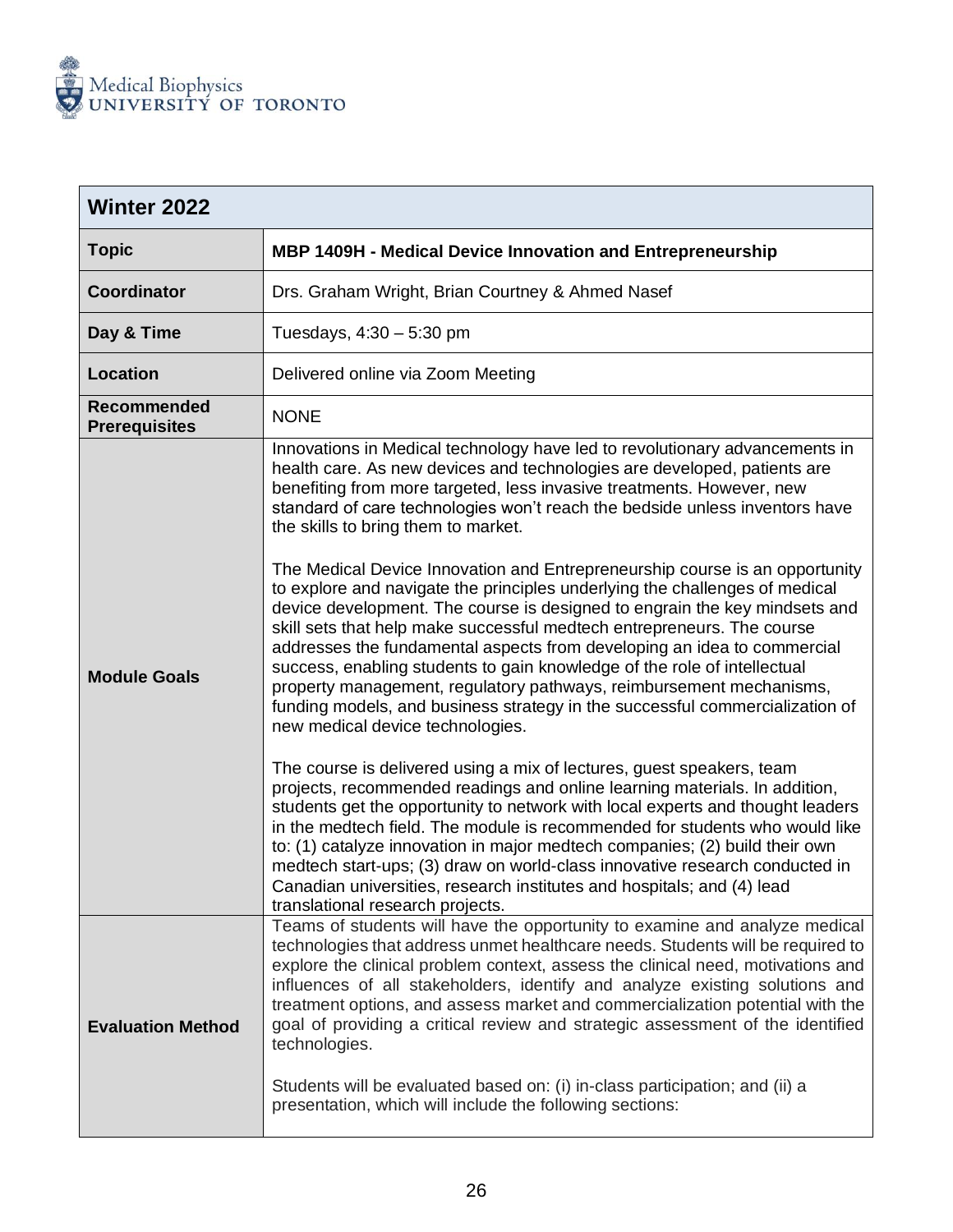| Winter 2022 | |
|---|---|
| **Topic** | **MBP 1409H - Medical Device Innovation and Entrepreneurship** |
| **Coordinator** | Drs. Graham Wright, Brian Courtney & Ahmed Nasef |
| **Day & Time** | Tuesdays, 4:30 – 5:30 pm |
| **Location** | Delivered online via Zoom Meeting |
| **Recommended Prerequisites** | NONE |
| **Module Goals** | Innovations in Medical technology have led to revolutionary advancements in health care. As new devices and technologies are developed, patients are benefiting from more targeted, less invasive treatments. However, new standard of care technologies won't reach the bedside unless inventors have the skills to bring them to market.<br><br>The Medical Device Innovation and Entrepreneurship course is an opportunity to explore and navigate the principles underlying the challenges of medical device development. The course is designed to engrain the key mindsets and skill sets that help make successful medtech entrepreneurs. The course addresses the fundamental aspects from developing an idea to commercial success, enabling students to gain knowledge of the role of intellectual property management, regulatory pathways, reimbursement mechanisms, funding models, and business strategy in the successful commercialization of new medical device technologies.<br><br>The course is delivered using a mix of lectures, guest speakers, team projects, recommended readings and online learning materials. In addition, students get the opportunity to network with local experts and thought leaders in the medtech field. The module is recommended for students who would like to: (1) catalyze innovation in major medtech companies; (2) build their own medtech start-ups; (3) draw on world-class innovative research conducted in Canadian universities, research institutes and hospitals; and (4) lead translational research projects. |
| **Evaluation Method** | Teams of students will have the opportunity to examine and analyze medical technologies that address unmet healthcare needs. Students will be required to explore the clinical problem context, assess the clinical need, motivations and influences of all stakeholders, identify and analyze existing solutions and treatment options, and assess market and commercialization potential with the goal of providing a critical review and strategic assessment of the identified technologies.<br><br>Students will be evaluated based on: (i) in-class participation; and (ii) a presentation, which will include the following sections: |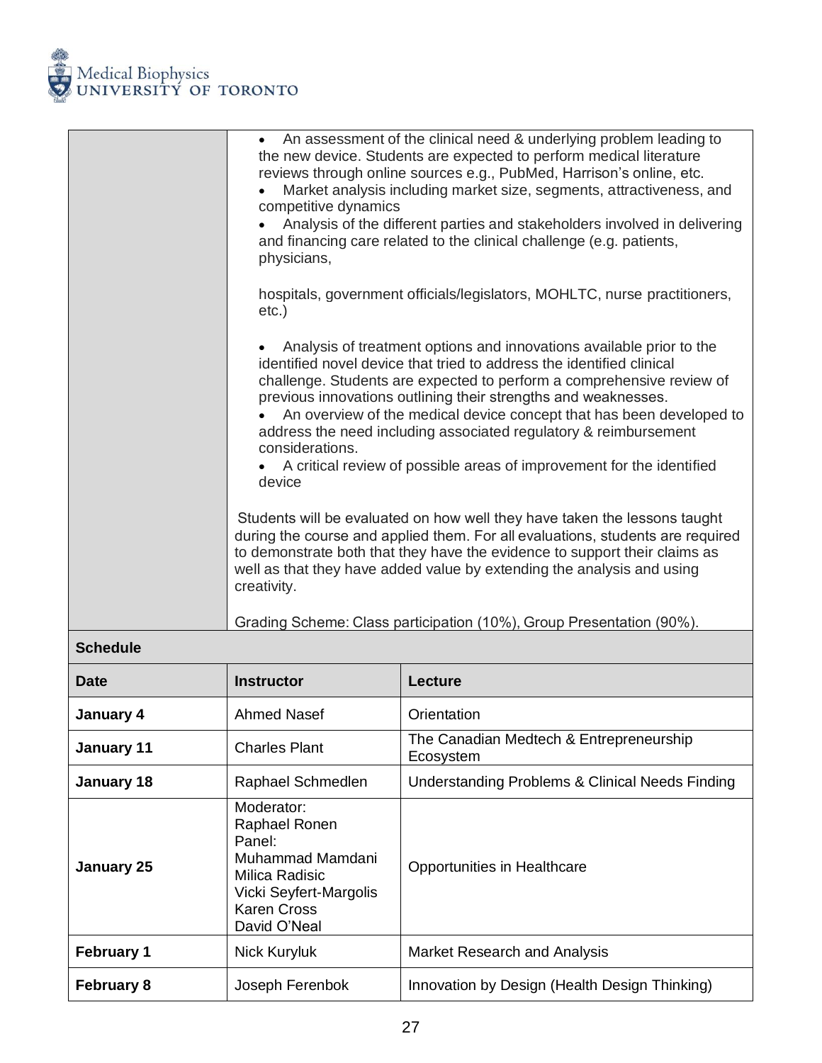- An assessment of the clinical need & underlying problem leading to the new device. Students are expected to perform medical literature reviews through online sources e.g., PubMed, Harrison's online, etc.
- Market analysis including market size, segments, attractiveness, and competitive dynamics
- Analysis of the different parties and stakeholders involved in delivering and financing care related to the clinical challenge (e.g. patients, physicians,

hospitals, government officials/legislators, MOHLTC, nurse practitioners, etc.)

- Analysis of treatment options and innovations available prior to the identified novel device that tried to address the identified clinical challenge. Students are expected to perform a comprehensive review of previous innovations outlining their strengths and weaknesses.
- An overview of the medical device concept that has been developed to address the need including associated regulatory & reimbursement considerations.
- A critical review of possible areas of improvement for the identified device

Students will be evaluated on how well they have taken the lessons taught during the course and applied them. For all evaluations, students are required to demonstrate both that they have the evidence to support their claims as well as that they have added value by extending the analysis and using creativity.

Grading Scheme: Class participation (10%), Group Presentation (90%).

## Schedule

| Date | Instructor | Lecture |
|---|---|---|
| **January 4** | Ahmed Nasef | Orientation |
| **January 11** | Charles Plant | The Canadian Medtech & Entrepreneurship Ecosystem |
| **January 18** | Raphael Schmedlen | Understanding Problems & Clinical Needs Finding |
| **January 25** | Moderator: Raphael Ronen Panel: Muhammad Mamdani Milica Radisic Vicki Seyfert-Margolis Karen Cross David O'Neal | Opportunities in Healthcare |
| **February 1** | Nick Kuryluk | Market Research and Analysis |
| **February 8** | Joseph Ferenbok | Innovation by Design (Health Design Thinking) |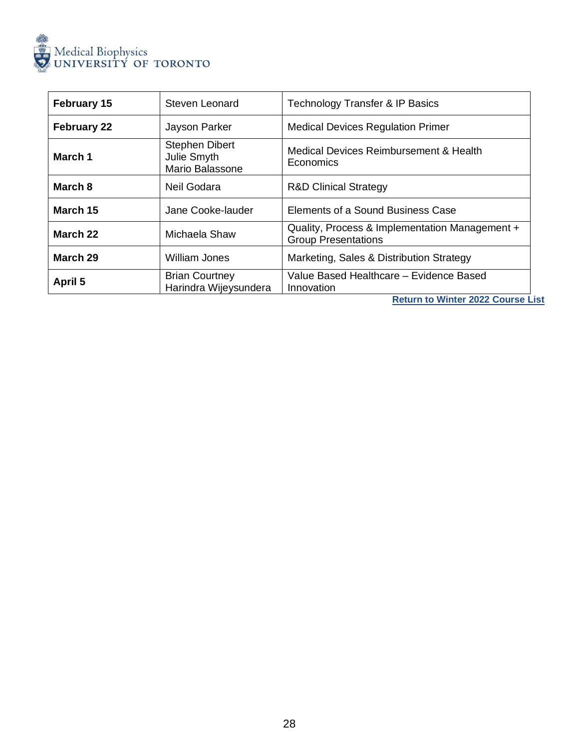| February 15 | Steven Leonard | Technology Transfer & IP Basics |
|---|---|---|
| **February 22** | Jayson Parker | Medical Devices Regulation Primer |
| **March 1** | Stephen Dibert<br>Julie Smyth<br>Mario Balassone | Medical Devices Reimbursement & Health Economics |
| **March 8** | Neil Godara | R&D Clinical Strategy |
| **March 15** | Jane Cooke-lauder | Elements of a Sound Business Case |
| **March 22** | Michaela Shaw | Quality, Process & Implementation Management + Group Presentations |
| **March 29** | William Jones | Marketing, Sales & Distribution Strategy |
| **April 5** | Brian Courtney<br>Harindra Wijeysundera | Value Based Healthcare – Evidence Based Innovation |

**Return to Winter 2022 Course List**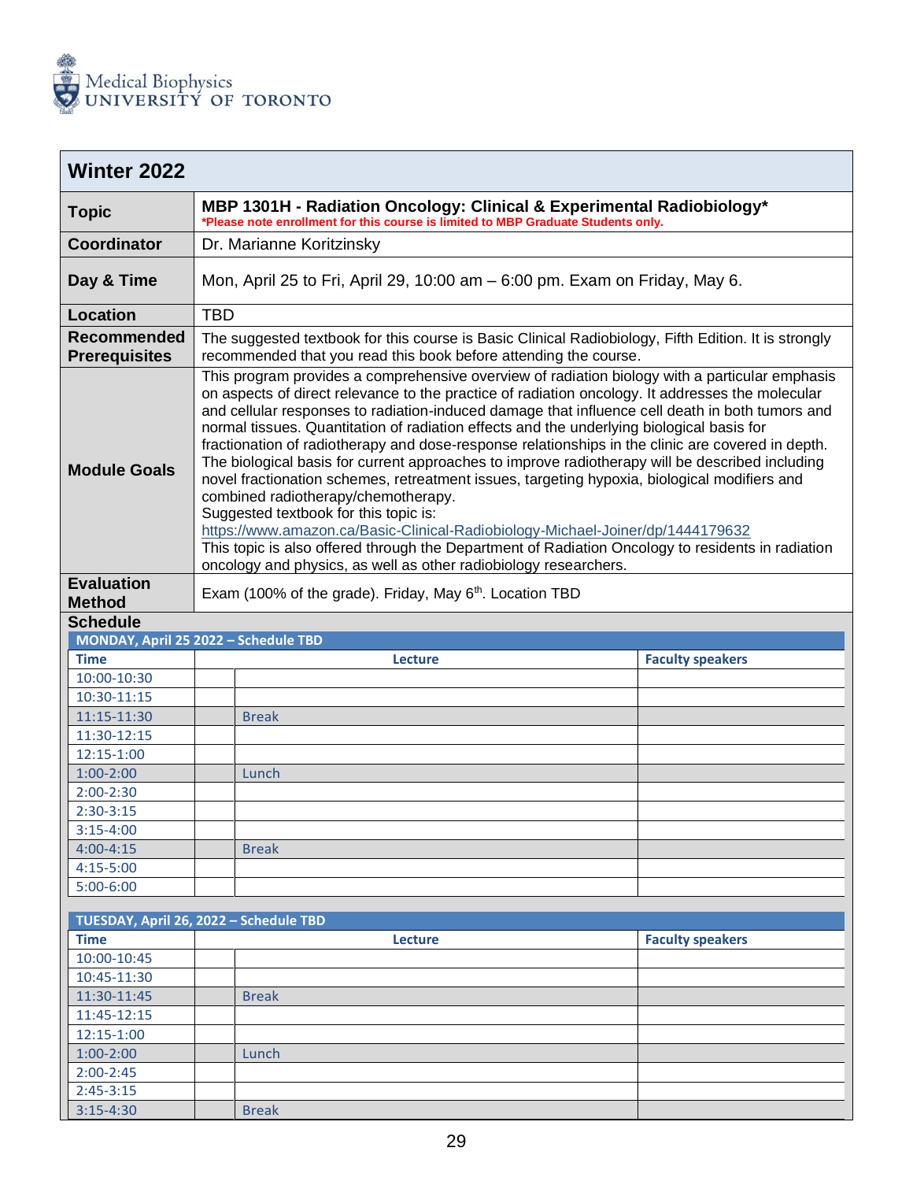Medical Biophysics
UNIVERSITY OF TORONTO

| Winter 2022 | |
|---|---|
| **Topic** | **MBP 1301H - Radiation Oncology: Clinical & Experimental Radiobiology*** <br> ***Please note enrollment for this course is limited to MBP Graduate Students only.** |
| **Coordinator** | Dr. Marianne Koritzinsky |
| **Day & Time** | Mon, April 25 to Fri, April 29, 10:00 am – 6:00 pm. Exam on Friday, May 6. |
| **Location** | TBD |
| **Recommended Prerequisites** | The suggested textbook for this course is Basic Clinical Radiobiology, Fifth Edition. It is strongly recommended that you read this book before attending the course. |
| **Module Goals** | This program provides a comprehensive overview of radiation biology with a particular emphasis on aspects of direct relevance to the practice of radiation oncology. It addresses the molecular and cellular responses to radiation-induced damage that influence cell death in both tumors and normal tissues. Quantitation of radiation effects and the underlying biological basis for fractionation of radiotherapy and dose-response relationships in the clinic are covered in depth. The biological basis for current approaches to improve radiotherapy will be described including novel fractionation schemes, retreatment issues, targeting hypoxia, biological modifiers and combined radiotherapy/chemotherapy. <br> Suggested textbook for this topic is: <br> https://www.amazon.ca/Basic-Clinical-Radiobiology-Michael-Joiner/dp/1444179632 <br> This topic is also offered through the Department of Radiation Oncology to residents in radiation oncology and physics, as well as other radiobiology researchers. |
| **Evaluation Method** | Exam (100% of the grade). Friday, May 6th. Location TBD |

**Schedule**

**MONDAY, April 25 2022 – Schedule TBD**

| Time | | Lecture | Faculty speakers |
|---|---|---|---|
| 10:00-10:30 | | | |
| 10:30-11:15 | | | |
| 11:15-11:30 | | Break | |
| 11:30-12:15 | | | |
| 12:15-1:00 | | | |
| 1:00-2:00 | | Lunch | |
| 2:00-2:30 | | | |
| 2:30-3:15 | | | |
| 3:15-4:00 | | | |
| 4:00-4:15 | | Break | |
| 4:15-5:00 | | | |
| 5:00-6:00 | | | |

**TUESDAY, April 26, 2022 – Schedule TBD**

| Time | | Lecture | Faculty speakers |
|---|---|---|---|
| 10:00-10:45 | | | |
| 10:45-11:30 | | | |
| 11:30-11:45 | | Break | |
| 11:45-12:15 | | | |
| 12:15-1:00 | | | |
| 1:00-2:00 | | Lunch | |
| 2:00-2:45 | | | |
| 2:45-3:15 | | | |
| 3:15-4:30 | | Break | |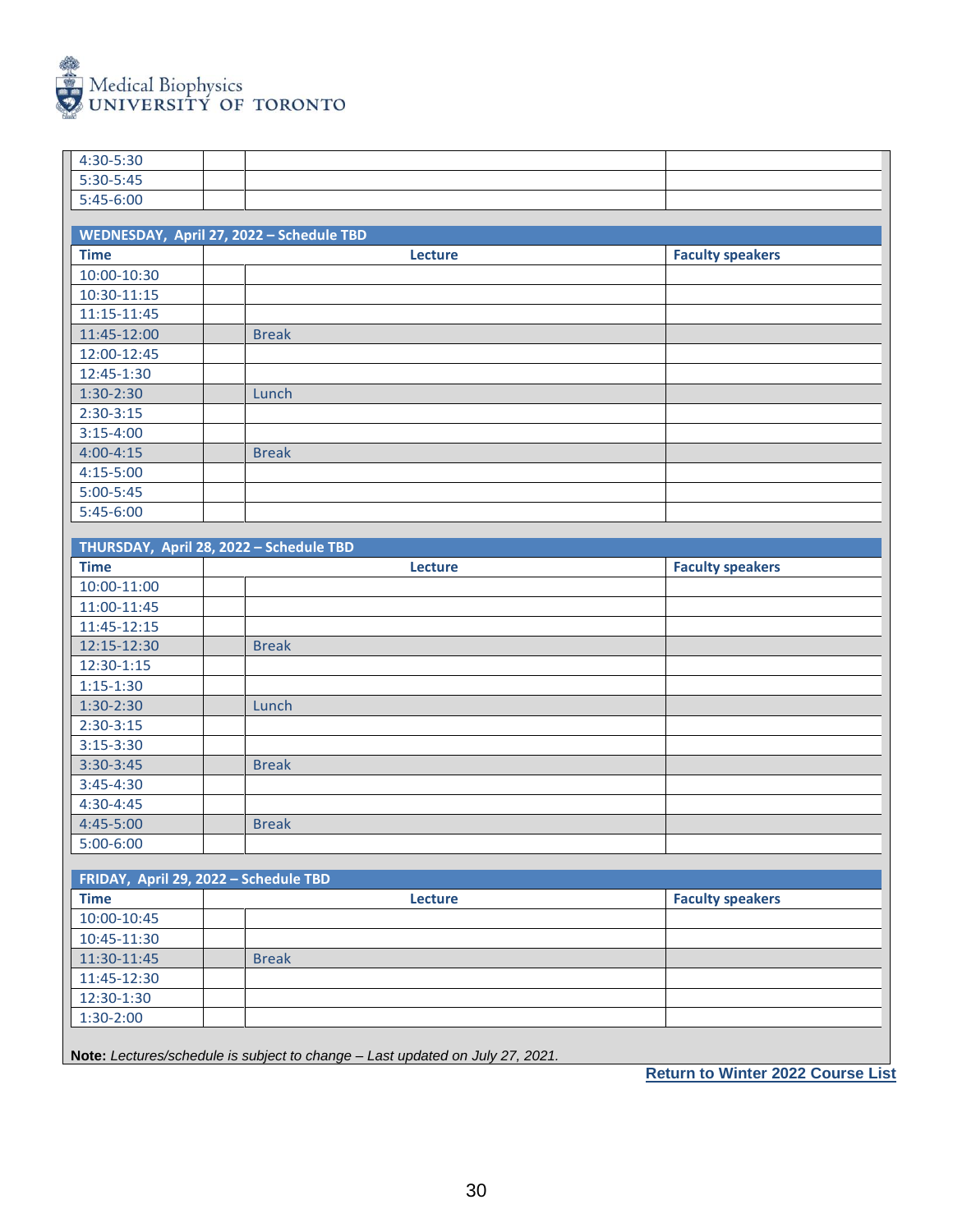Medical Biophysics
UNIVERSITY OF TORONTO

| | | | |
|---|---|---|---|
| 4:30-5:30 | | | |
| 5:30-5:45 | | | |
| 5:45-6:00 | | | |

**WEDNESDAY, April 27, 2022 – Schedule TBD**

| Time | | Lecture | Faculty speakers |
|---|---|---|---|
| 10:00-10:30 | | | |
| 10:30-11:15 | | | |
| 11:15-11:45 | | | |
| 11:45-12:00 | | Break | |
| 12:00-12:45 | | | |
| 12:45-1:30 | | | |
| 1:30-2:30 | | Lunch | |
| 2:30-3:15 | | | |
| 3:15-4:00 | | | |
| 4:00-4:15 | | Break | |
| 4:15-5:00 | | | |
| 5:00-5:45 | | | |
| 5:45-6:00 | | | |

**THURSDAY, April 28, 2022 – Schedule TBD**

| Time | | Lecture | Faculty speakers |
|---|---|---|---|
| 10:00-11:00 | | | |
| 11:00-11:45 | | | |
| 11:45-12:15 | | | |
| 12:15-12:30 | | Break | |
| 12:30-1:15 | | | |
| 1:15-1:30 | | | |
| 1:30-2:30 | | Lunch | |
| 2:30-3:15 | | | |
| 3:15-3:30 | | | |
| 3:30-3:45 | | Break | |
| 3:45-4:30 | | | |
| 4:30-4:45 | | | |
| 4:45-5:00 | | Break | |
| 5:00-6:00 | | | |

**FRIDAY, April 29, 2022 – Schedule TBD**

| Time | | Lecture | Faculty speakers |
|---|---|---|---|
| 10:00-10:45 | | | |
| 10:45-11:30 | | | |
| 11:30-11:45 | | Break | |
| 11:45-12:30 | | | |
| 12:30-1:30 | | | |
| 1:30-2:00 | | | |

**Note:** *Lectures/schedule is subject to change – Last updated on July 27, 2021.*

**Return to Winter 2022 Course List**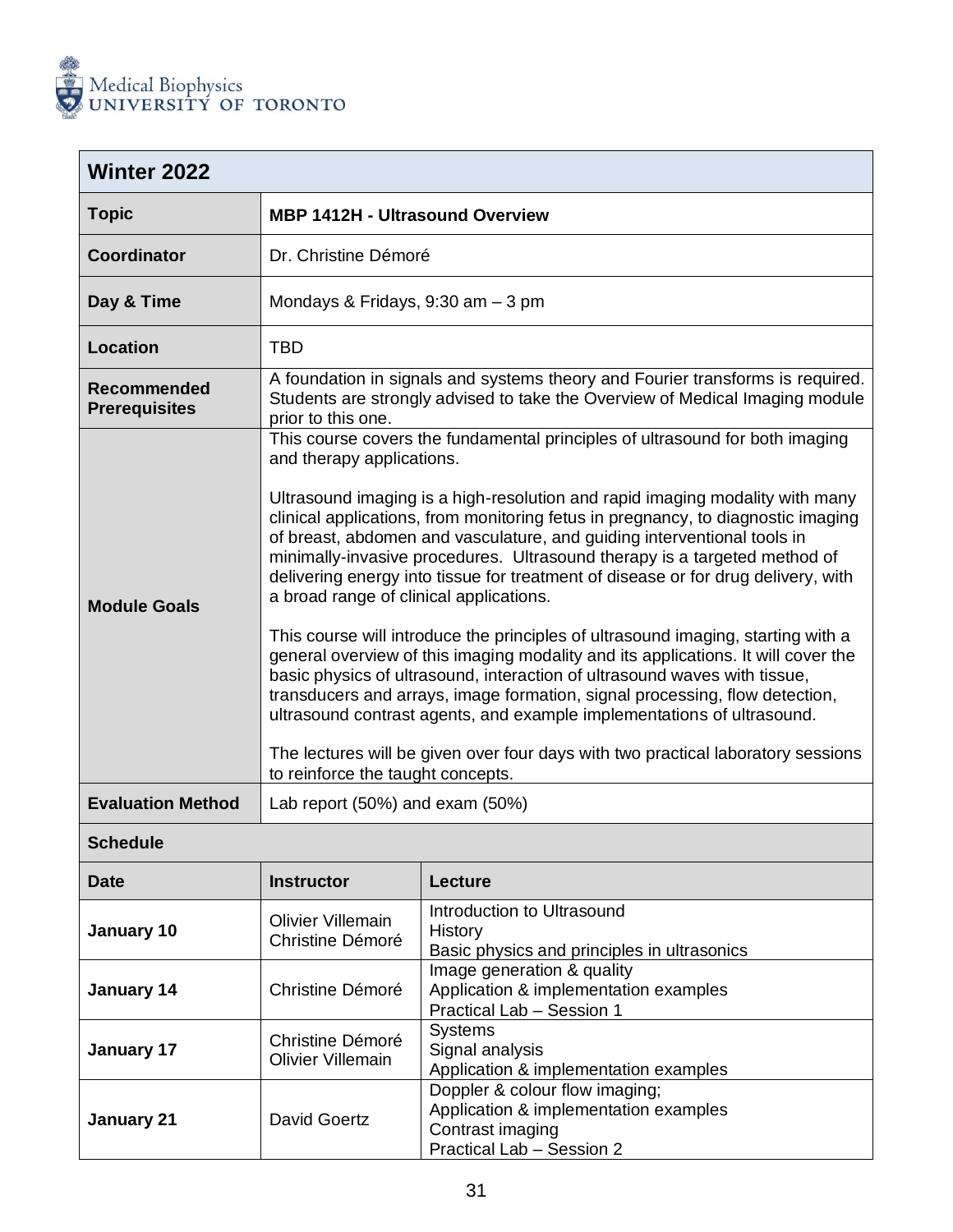| **Winter 2022** | | |
|---|---|---|
| **Topic** | **MBP 1412H - Ultrasound Overview** | |
| **Coordinator** | Dr. Christine Démoré | |
| **Day & Time** | Mondays & Fridays, 9:30 am – 3 pm | |
| **Location** | TBD | |
| **Recommended Prerequisites** | A foundation in signals and systems theory and Fourier transforms is required. Students are strongly advised to take the Overview of Medical Imaging module prior to this one. | |
| **Module Goals** | This course covers the fundamental principles of ultrasound for both imaging and therapy applications.<br><br>Ultrasound imaging is a high-resolution and rapid imaging modality with many clinical applications, from monitoring fetus in pregnancy, to diagnostic imaging of breast, abdomen and vasculature, and guiding interventional tools in minimally-invasive procedures. Ultrasound therapy is a targeted method of delivering energy into tissue for treatment of disease or for drug delivery, with a broad range of clinical applications.<br><br>This course will introduce the principles of ultrasound imaging, starting with a general overview of this imaging modality and its applications. It will cover the basic physics of ultrasound, interaction of ultrasound waves with tissue, transducers and arrays, image formation, signal processing, flow detection, ultrasound contrast agents, and example implementations of ultrasound.<br><br>The lectures will be given over four days with two practical laboratory sessions to reinforce the taught concepts. | |
| **Evaluation Method** | Lab report (50%) and exam (50%) | |
| **Schedule** | | |
| **Date** | **Instructor** | **Lecture** |
| **January 10** | Olivier Villemain<br>Christine Démoré | Introduction to Ultrasound<br>History<br>Basic physics and principles in ultrasonics |
| **January 14** | Christine Démoré | Image generation & quality<br>Application & implementation examples<br>Practical Lab – Session 1 |
| **January 17** | Christine Démoré<br>Olivier Villemain | Systems<br>Signal analysis<br>Application & implementation examples |
| **January 21** | David Goertz | Doppler & colour flow imaging;<br>Application & implementation examples<br>Contrast imaging<br>Practical Lab – Session 2 |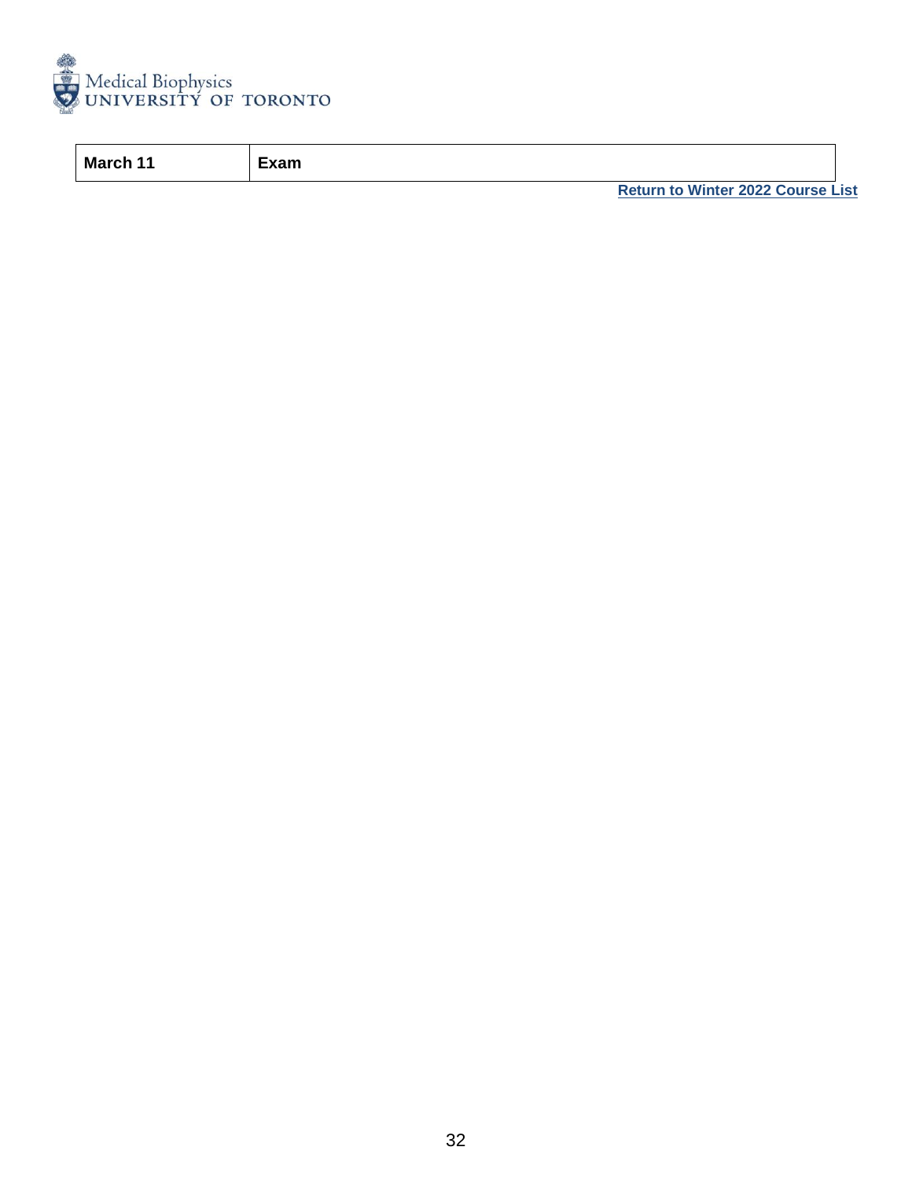| | |
|---|---|
| **March 11** | **Exam** |

**Return to Winter 2022 Course List**